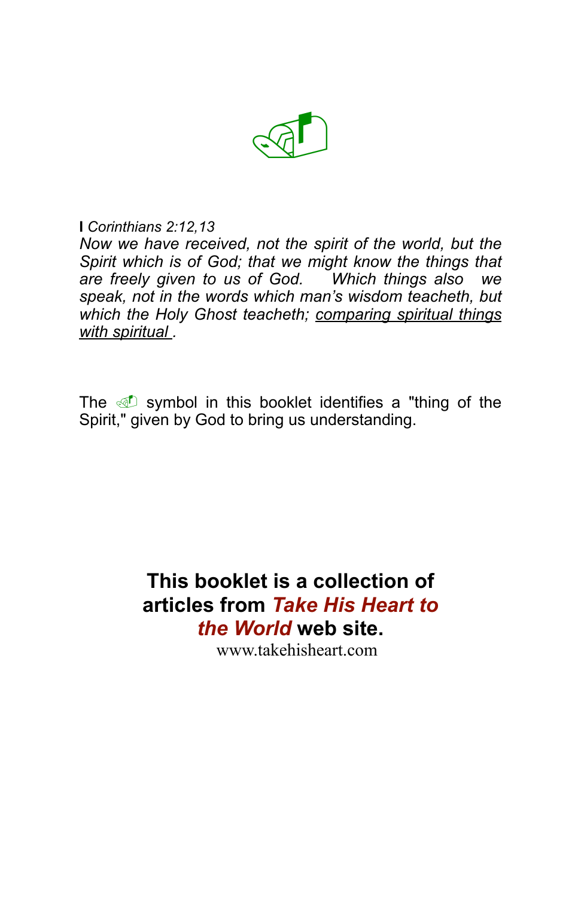**I** *Corinthians 2:12,13*
*Now we have received, not the spirit of the world, but the Spirit which is of God; that we might know the things that are freely given to us of God. Which things also we speak, not in the words which man's wisdom teacheth, but which the Holy Ghost teacheth; comparing spiritual things with spiritual .*

The symbol in this booklet identifies a "thing of the Spirit," given by God to bring us understanding.

**This booklet is a collection of articles from *Take His Heart to the World* web site.**
www.takehisheart.com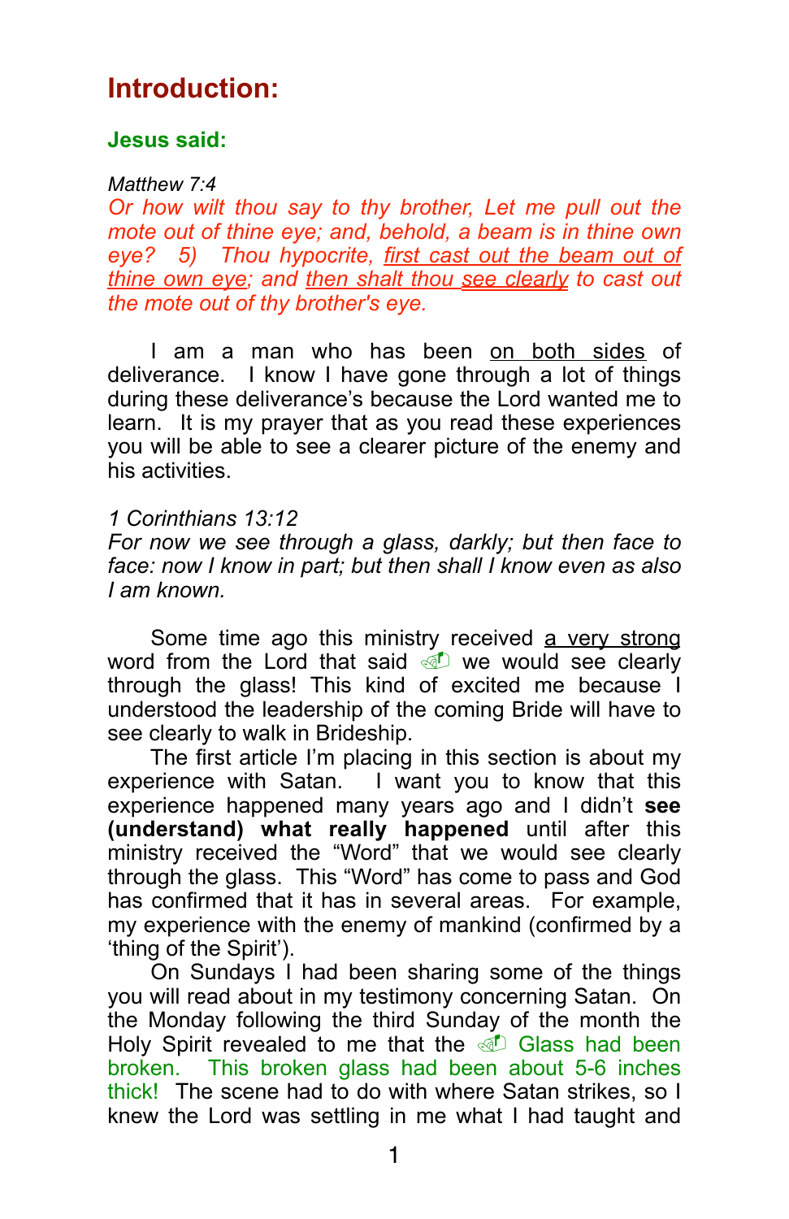# Introduction:

**Jesus said:**

*Matthew 7:4*
*Or how wilt thou say to thy brother, Let me pull out the mote out of thine eye; and, behold, a beam is in thine own eye? 5) Thou hypocrite, first cast out the beam out of thine own eye; and then shalt thou see clearly to cast out the mote out of thy brother's eye.*

I am a man who has been on both sides of deliverance. I know I have gone through a lot of things during these deliverance's because the Lord wanted me to learn. It is my prayer that as you read these experiences you will be able to see a clearer picture of the enemy and his activities.

*1 Corinthians 13:12*
*For now we see through a glass, darkly; but then face to face: now I know in part; but then shall I know even as also I am known.*

Some time ago this ministry received a very strong word from the Lord that said ☞ we would see clearly through the glass! This kind of excited me because I understood the leadership of the coming Bride will have to see clearly to walk in Brideship.

The first article I'm placing in this section is about my experience with Satan. I want you to know that this experience happened many years ago and I didn't **see (understand) what really happened** until after this ministry received the "Word" that we would see clearly through the glass. This "Word" has come to pass and God has confirmed that it has in several areas. For example, my experience with the enemy of mankind (confirmed by a 'thing of the Spirit').

On Sundays I had been sharing some of the things you will read about in my testimony concerning Satan. On the Monday following the third Sunday of the month the Holy Spirit revealed to me that the ☞ Glass had been broken. This broken glass had been about 5-6 inches thick! The scene had to do with where Satan strikes, so I knew the Lord was settling in me what I had taught and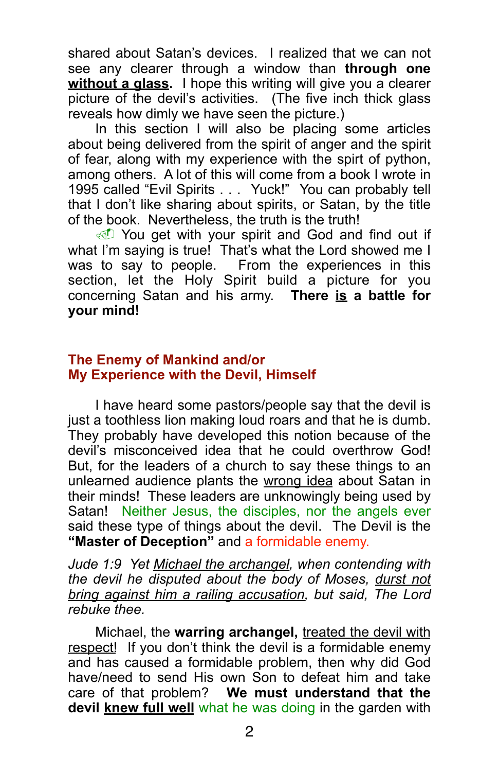shared about Satan's devices. I realized that we can not see any clearer through a window than **through one <u>without a glass</u>.** I hope this writing will give you a clearer picture of the devil's activities. (The five inch thick glass reveals how dimly we have seen the picture.)

In this section I will also be placing some articles about being delivered from the spirit of anger and the spirit of fear, along with my experience with the spirt of python, among others. A lot of this will come from a book I wrote in 1995 called "Evil Spirits . . . Yuck!" You can probably tell that I don't like sharing about spirits, or Satan, by the title of the book. Nevertheless, the truth is the truth!

☜ You get with your spirit and God and find out if what I'm saying is true! That's what the Lord showed me I was to say to people. From the experiences in this section, let the Holy Spirit build a picture for you concerning Satan and his army. **There <u>is</u> a battle for your mind!**

## The Enemy of Mankind and/or My Experience with the Devil, Himself

I have heard some pastors/people say that the devil is just a toothless lion making loud roars and that he is dumb. They probably have developed this notion because of the devil's misconceived idea that he could overthrow God! But, for the leaders of a church to say these things to an unlearned audience plants the <u>wrong idea</u> about Satan in their minds! These leaders are unknowingly being used by Satan! Neither Jesus, the disciples, nor the angels ever said these type of things about the devil. The Devil is the **"Master of Deception"** and a formidable enemy.

*Jude 1:9 Yet <u>Michael the archangel</u>, when contending with the devil he disputed about the body of Moses, <u>durst not bring against him a railing accusation</u>, but said, The Lord rebuke thee.*

Michael, the **warring archangel,** <u>treated the devil with respect</u>! If you don't think the devil is a formidable enemy and has caused a formidable problem, then why did God have/need to send His own Son to defeat him and take care of that problem? **We must understand that the devil <u>knew full well</u>** what he was doing in the garden with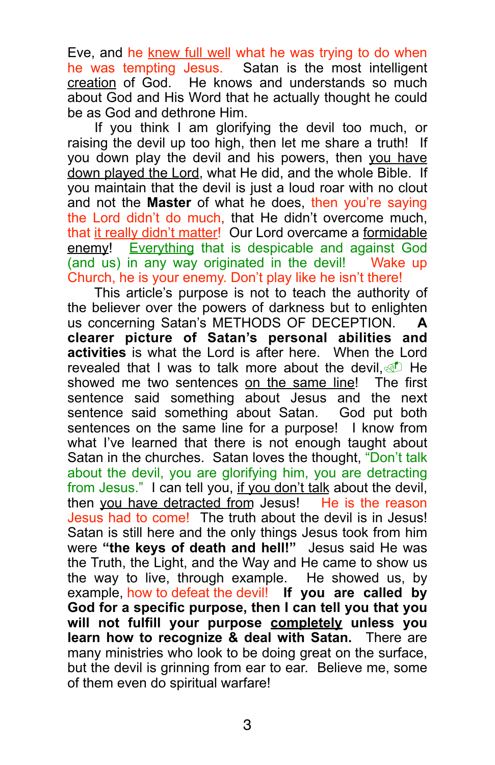Eve, and he knew full well what he was trying to do when he was tempting Jesus. Satan is the most intelligent creation of God. He knows and understands so much about God and His Word that he actually thought he could be as God and dethrone Him.

If you think I am glorifying the devil too much, or raising the devil up too high, then let me share a truth! If you down play the devil and his powers, then you have down played the Lord, what He did, and the whole Bible. If you maintain that the devil is just a loud roar with no clout and not the **Master** of what he does, then you're saying the Lord didn't do much, that He didn't overcome much, that it really didn't matter! Our Lord overcame a formidable enemy! Everything that is despicable and against God (and us) in any way originated in the devil! Wake up Church, he is your enemy. Don't play like he isn't there!

This article's purpose is not to teach the authority of the believer over the powers of darkness but to enlighten us concerning Satan's METHODS OF DECEPTION. **A clearer picture of Satan's personal abilities and activities** is what the Lord is after here. When the Lord revealed that I was to talk more about the devil, He showed me two sentences on the same line! The first sentence said something about Jesus and the next sentence said something about Satan. God put both sentences on the same line for a purpose! I know from what I've learned that there is not enough taught about Satan in the churches. Satan loves the thought, "Don't talk about the devil, you are glorifying him, you are detracting from Jesus." I can tell you, if you don't talk about the devil, then you have detracted from Jesus! He is the reason Jesus had to come! The truth about the devil is in Jesus! Satan is still here and the only things Jesus took from him were **"the keys of death and hell!"** Jesus said He was the Truth, the Light, and the Way and He came to show us the way to live, through example. He showed us, by example, how to defeat the devil! **If you are called by God for a specific purpose, then I can tell you that you will not fulfill your purpose completely unless you learn how to recognize & deal with Satan.** There are many ministries who look to be doing great on the surface, but the devil is grinning from ear to ear. Believe me, some of them even do spiritual warfare!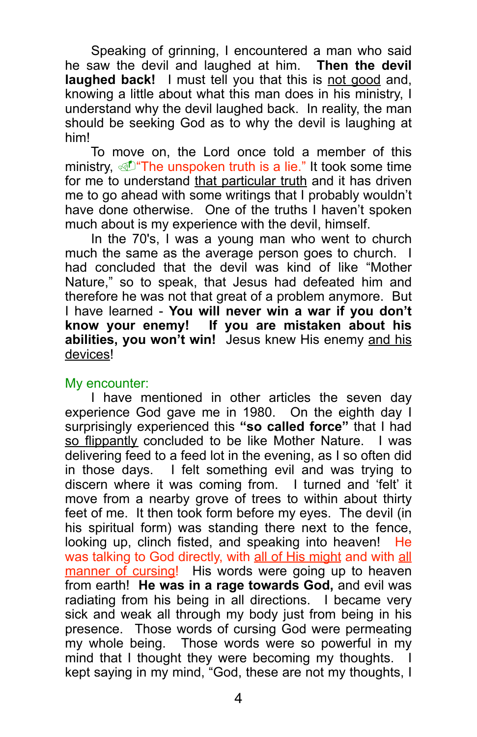Speaking of grinning, I encountered a man who said he saw the devil and laughed at him. **Then the devil laughed back!** I must tell you that this is not good and, knowing a little about what this man does in his ministry, I understand why the devil laughed back. In reality, the man should be seeking God as to why the devil is laughing at him!

To move on, the Lord once told a member of this ministry, ✍"The unspoken truth is a lie." It took some time for me to understand that particular truth and it has driven me to go ahead with some writings that I probably wouldn't have done otherwise. One of the truths I haven't spoken much about is my experience with the devil, himself.

In the 70's, I was a young man who went to church much the same as the average person goes to church. I had concluded that the devil was kind of like "Mother Nature," so to speak, that Jesus had defeated him and therefore he was not that great of a problem anymore. But I have learned - **You will never win a war if you don't know your enemy! If you are mistaken about his abilities, you won't win!** Jesus knew His enemy and his devices!

## My encounter:

I have mentioned in other articles the seven day experience God gave me in 1980. On the eighth day I surprisingly experienced this **"so called force"** that I had so flippantly concluded to be like Mother Nature. I was delivering feed to a feed lot in the evening, as I so often did in those days. I felt something evil and was trying to discern where it was coming from. I turned and 'felt' it move from a nearby grove of trees to within about thirty feet of me. It then took form before my eyes. The devil (in his spiritual form) was standing there next to the fence, looking up, clinch fisted, and speaking into heaven! He was talking to God directly, with all of His might and with all manner of cursing! His words were going up to heaven from earth! **He was in a rage towards God,** and evil was radiating from his being in all directions. I became very sick and weak all through my body just from being in his presence. Those words of cursing God were permeating my whole being. Those words were so powerful in my mind that I thought they were becoming my thoughts. I kept saying in my mind, "God, these are not my thoughts, I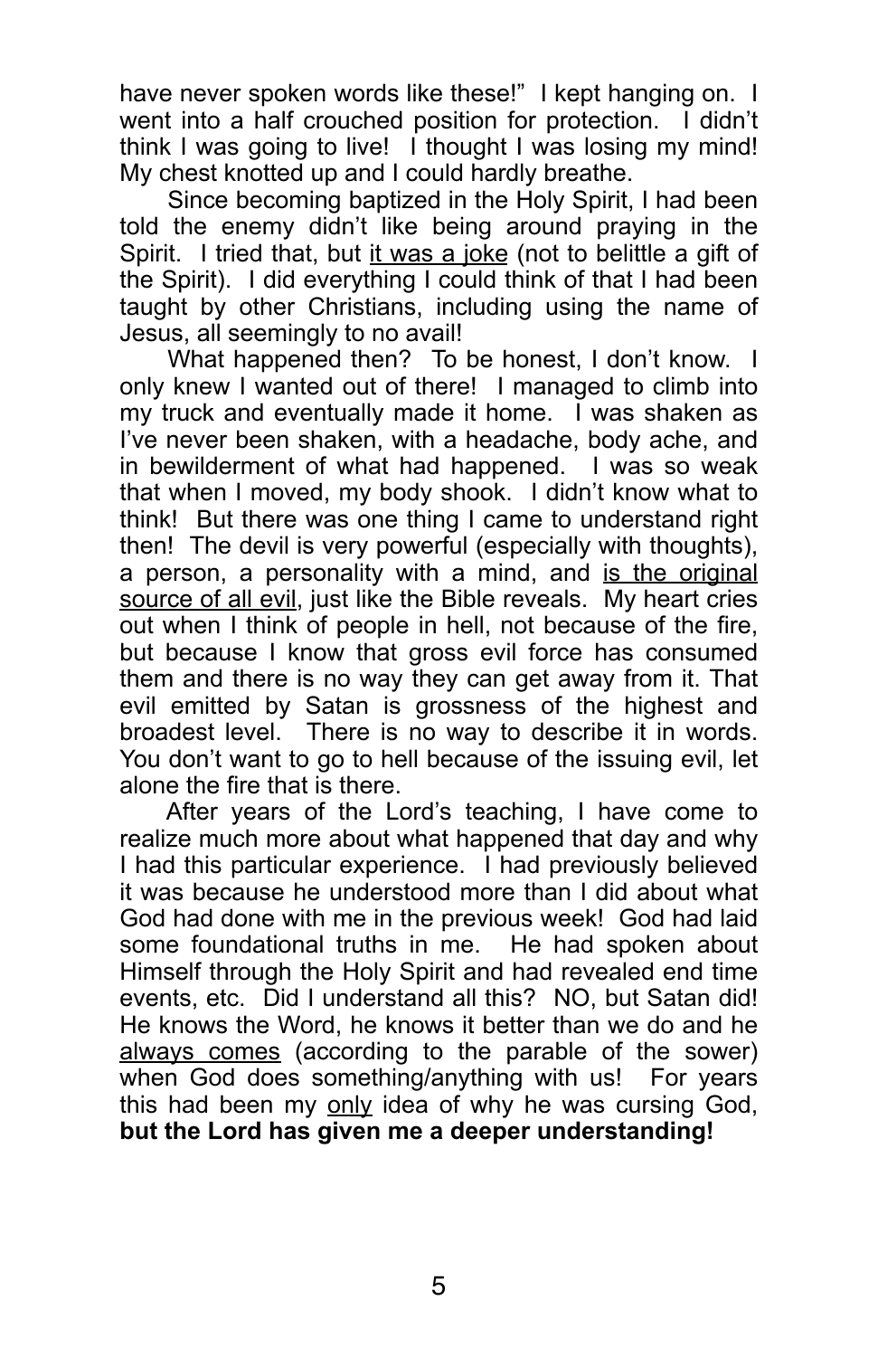have never spoken words like these!" I kept hanging on. I went into a half crouched position for protection. I didn't think I was going to live! I thought I was losing my mind! My chest knotted up and I could hardly breathe.

Since becoming baptized in the Holy Spirit, I had been told the enemy didn't like being around praying in the Spirit. I tried that, but <u>it was a joke</u> (not to belittle a gift of the Spirit). I did everything I could think of that I had been taught by other Christians, including using the name of Jesus, all seemingly to no avail!

What happened then? To be honest, I don't know. I only knew I wanted out of there! I managed to climb into my truck and eventually made it home. I was shaken as I've never been shaken, with a headache, body ache, and in bewilderment of what had happened. I was so weak that when I moved, my body shook. I didn't know what to think! But there was one thing I came to understand right then! The devil is very powerful (especially with thoughts), a person, a personality with a mind, and <u>is the original source of all evil</u>, just like the Bible reveals. My heart cries out when I think of people in hell, not because of the fire, but because I know that gross evil force has consumed them and there is no way they can get away from it. That evil emitted by Satan is grossness of the highest and broadest level. There is no way to describe it in words. You don't want to go to hell because of the issuing evil, let alone the fire that is there.

After years of the Lord's teaching, I have come to realize much more about what happened that day and why I had this particular experience. I had previously believed it was because he understood more than I did about what God had done with me in the previous week! God had laid some foundational truths in me. He had spoken about Himself through the Holy Spirit and had revealed end time events, etc. Did I understand all this? NO, but Satan did! He knows the Word, he knows it better than we do and he <u>always comes</u> (according to the parable of the sower) when God does something/anything with us! For years this had been my <u>only</u> idea of why he was cursing God, **but the Lord has given me a deeper understanding!**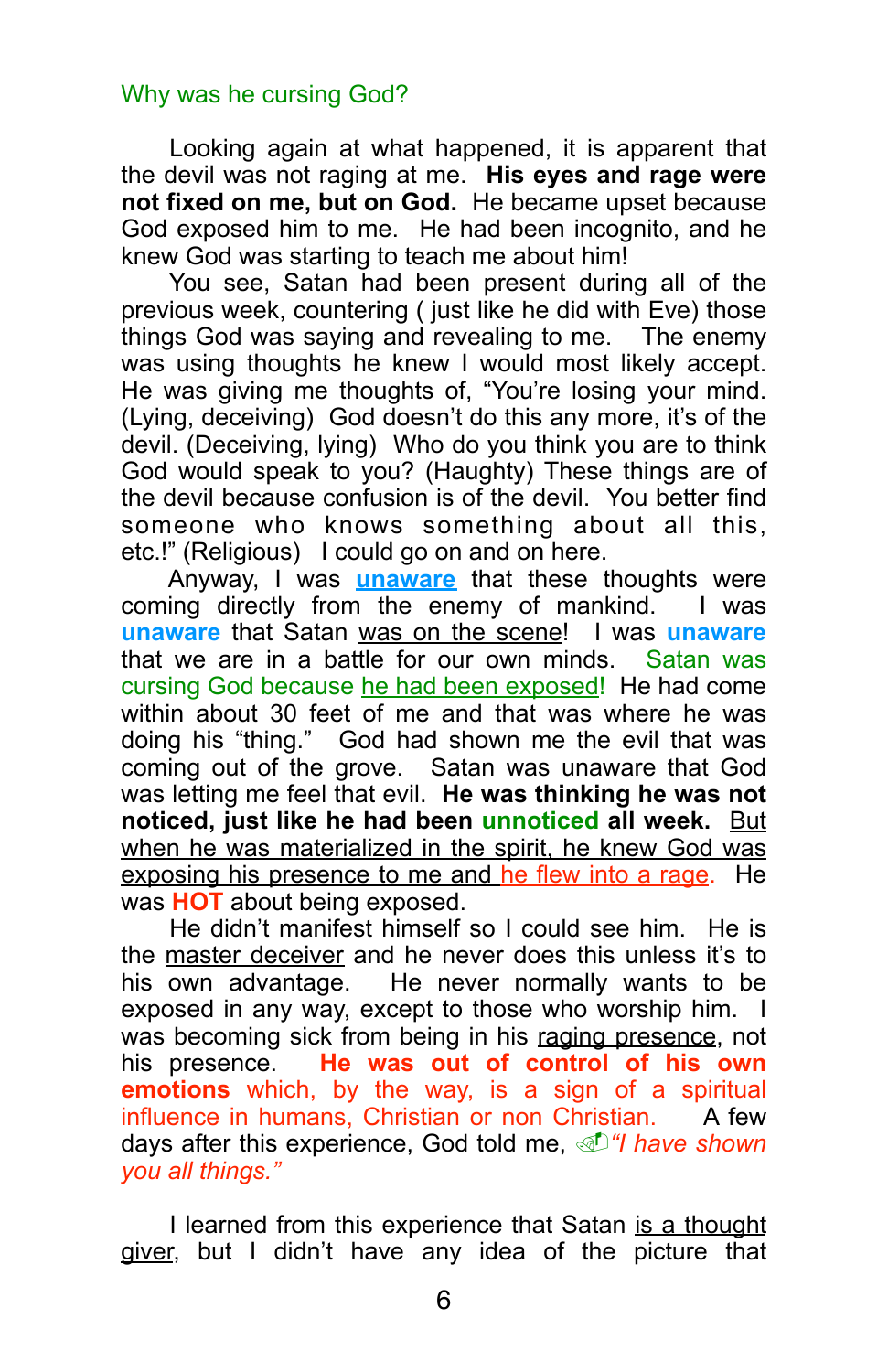## Why was he cursing God?

Looking again at what happened, it is apparent that the devil was not raging at me. **His eyes and rage were not fixed on me, but on God.** He became upset because God exposed him to me. He had been incognito, and he knew God was starting to teach me about him!

You see, Satan had been present during all of the previous week, countering ( just like he did with Eve) those things God was saying and revealing to me. The enemy was using thoughts he knew I would most likely accept. He was giving me thoughts of, "You're losing your mind. (Lying, deceiving) God doesn't do this any more, it's of the devil. (Deceiving, lying) Who do you think you are to think God would speak to you? (Haughty) These things are of the devil because confusion is of the devil. You better find someone who knows something about all this, etc.!" (Religious) I could go on and on here.

Anyway, I was **unaware** that these thoughts were coming directly from the enemy of mankind. I was **unaware** that Satan was on the scene! I was **unaware** that we are in a battle for our own minds. Satan was cursing God because he had been exposed! He had come within about 30 feet of me and that was where he was doing his "thing." God had shown me the evil that was coming out of the grove. Satan was unaware that God was letting me feel that evil. **He was thinking he was not noticed, just like he had been unnoticed all week.** But when he was materialized in the spirit, he knew God was exposing his presence to me and he flew into a rage. He was **HOT** about being exposed.

He didn't manifest himself so I could see him. He is the master deceiver and he never does this unless it's to his own advantage. He never normally wants to be exposed in any way, except to those who worship him. I was becoming sick from being in his raging presence, not his presence. **He was out of control of his own emotions** which, by the way, is a sign of a spiritual influence in humans, Christian or non Christian. A few days after this experience, God told me, *"I have shown you all things."*

I learned from this experience that Satan is a thought giver, but I didn't have any idea of the picture that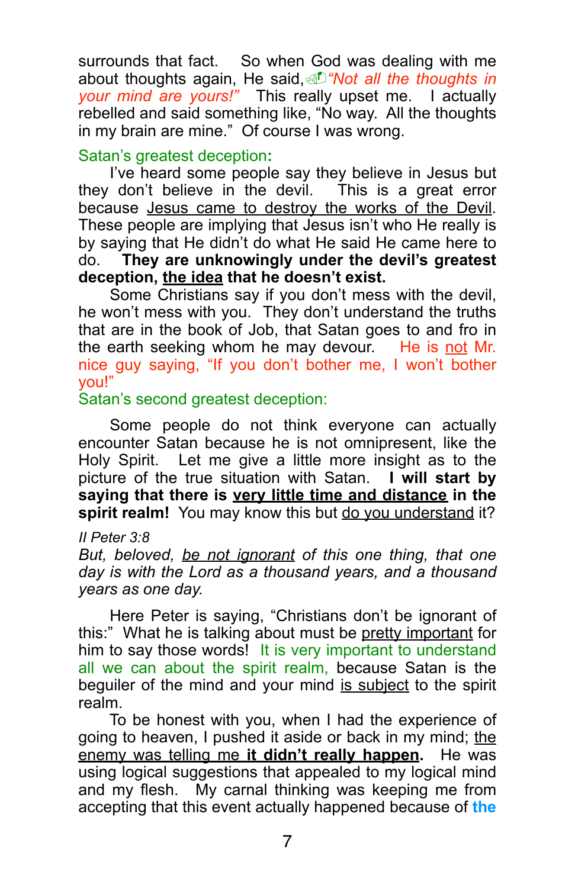surrounds that fact. So when God was dealing with me about thoughts again, He said, *"Not all the thoughts in your mind are yours!"* This really upset me. I actually rebelled and said something like, "No way. All the thoughts in my brain are mine." Of course I was wrong.

### Satan's greatest deception:

I've heard some people say they believe in Jesus but they don't believe in the devil. This is a great error because Jesus came to destroy the works of the Devil. These people are implying that Jesus isn't who He really is by saying that He didn't do what He said He came here to do. **They are unknowingly under the devil's greatest deception, the idea that he doesn't exist.**

Some Christians say if you don't mess with the devil, he won't mess with you. They don't understand the truths that are in the book of Job, that Satan goes to and fro in the earth seeking whom he may devour. He is not Mr. nice guy saying, "If you don't bother me, I won't bother you!"

### Satan's second greatest deception:

Some people do not think everyone can actually encounter Satan because he is not omnipresent, like the Holy Spirit. Let me give a little more insight as to the picture of the true situation with Satan. **I will start by saying that there is very little time and distance in the spirit realm!** You may know this but do you understand it?

*II Peter 3:8*
*But, beloved, be not ignorant of this one thing, that one day is with the Lord as a thousand years, and a thousand years as one day.*

Here Peter is saying, "Christians don't be ignorant of this:" What he is talking about must be pretty important for him to say those words! It is very important to understand all we can about the spirit realm, because Satan is the beguiler of the mind and your mind is subject to the spirit realm.

To be honest with you, when I had the experience of going to heaven, I pushed it aside or back in my mind; the enemy was telling me **it didn't really happen**. He was using logical suggestions that appealed to my logical mind and my flesh. My carnal thinking was keeping me from accepting that this event actually happened because of **the**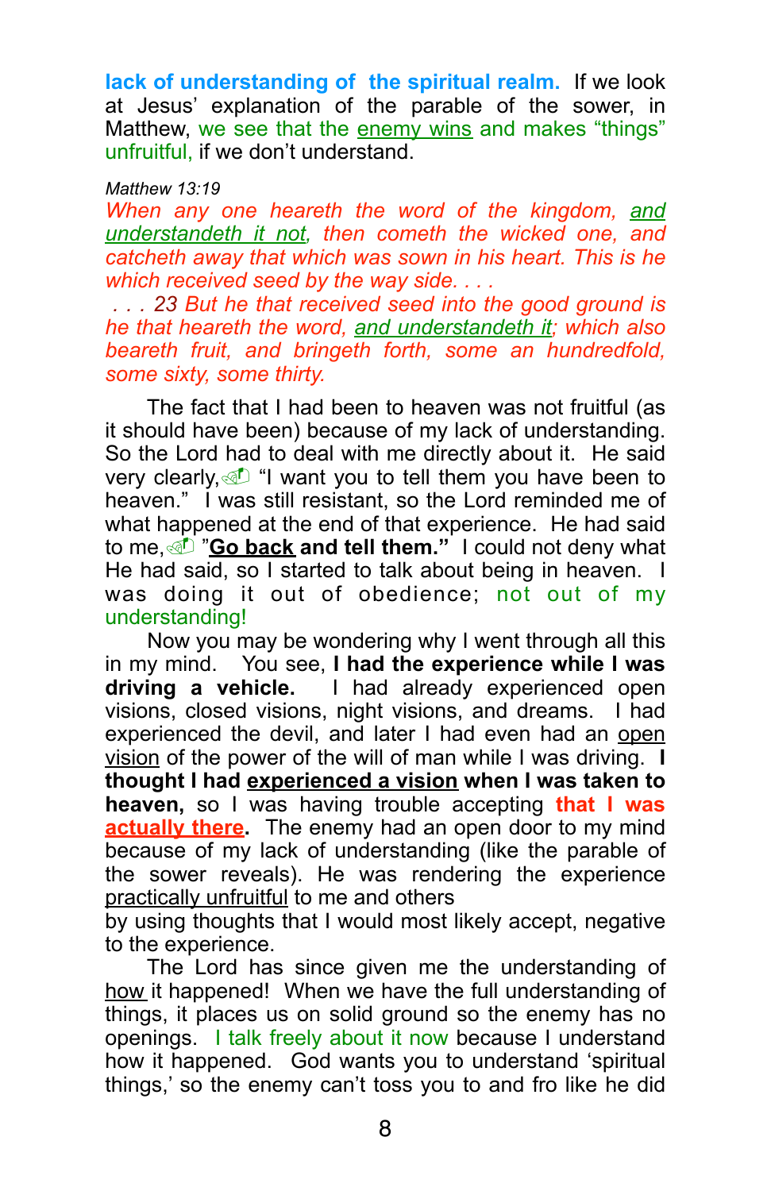**lack of understanding of the spiritual realm.** If we look at Jesus' explanation of the parable of the sower, in Matthew, we see that the enemy wins and makes "things" unfruitful, if we don't understand.

*Matthew 13:19*
*When any one heareth the word of the kingdom, and understandeth it not, then cometh the wicked one, and catcheth away that which was sown in his heart. This is he which received seed by the way side. . . .*
*. . . 23 But he that received seed into the good ground is he that heareth the word, and understandeth it; which also beareth fruit, and bringeth forth, some an hundredfold, some sixty, some thirty.*

The fact that I had been to heaven was not fruitful (as it should have been) because of my lack of understanding. So the Lord had to deal with me directly about it. He said very clearly, "I want you to tell them you have been to heaven." I was still resistant, so the Lord reminded me of what happened at the end of that experience. He had said to me, **"Go back and tell them."** I could not deny what He had said, so I started to talk about being in heaven. I was doing it out of obedience; not out of my understanding!

Now you may be wondering why I went through all this in my mind. You see, **I had the experience while I was driving a vehicle.** I had already experienced open visions, closed visions, night visions, and dreams. I had experienced the devil, and later I had even had an open vision of the power of the will of man while I was driving. **I thought I had experienced a vision when I was taken to heaven,** so I was having trouble accepting **that I was actually there.** The enemy had an open door to my mind because of my lack of understanding (like the parable of the sower reveals). He was rendering the experience practically unfruitful to me and others
by using thoughts that I would most likely accept, negative to the experience.

The Lord has since given me the understanding of how it happened! When we have the full understanding of things, it places us on solid ground so the enemy has no openings. I talk freely about it now because I understand how it happened. God wants you to understand 'spiritual things,' so the enemy can't toss you to and fro like he did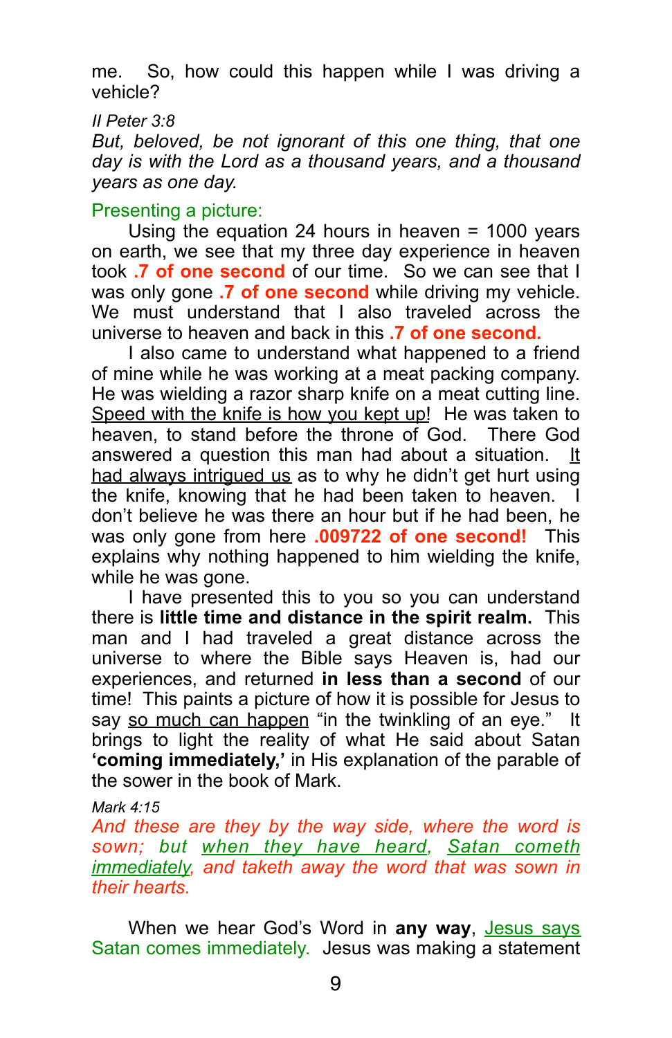me. So, how could this happen while I was driving a vehicle?

*II Peter 3:8*
*But, beloved, be not ignorant of this one thing, that one day is with the Lord as a thousand years, and a thousand years as one day.*

Presenting a picture:

Using the equation 24 hours in heaven = 1000 years on earth, we see that my three day experience in heaven took **.7 of one second** of our time. So we can see that I was only gone **.7 of one second** while driving my vehicle. We must understand that I also traveled across the universe to heaven and back in this **.7 of one second.**

I also came to understand what happened to a friend of mine while he was working at a meat packing company. He was wielding a razor sharp knife on a meat cutting line. <u>Speed with the knife is how you kept up</u>! He was taken to heaven, to stand before the throne of God. There God answered a question this man had about a situation. <u>It had always intrigued us</u> as to why he didn't get hurt using the knife, knowing that he had been taken to heaven. I don't believe he was there an hour but if he had been, he was only gone from here **.009722 of one second!** This explains why nothing happened to him wielding the knife, while he was gone.

I have presented this to you so you can understand there is **little time and distance in the spirit realm.** This man and I had traveled a great distance across the universe to where the Bible says Heaven is, had our experiences, and returned **in less than a second** of our time! This paints a picture of how it is possible for Jesus to say <u>so much can happen</u> "in the twinkling of an eye." It brings to light the reality of what He said about Satan **'coming immediately,'** in His explanation of the parable of the sower in the book of Mark.

*Mark 4:15*
*And these are they by the way side, where the word is sown; but <u>when they have heard</u>, <u>Satan cometh immediately</u>, and taketh away the word that was sown in their hearts.*

When we hear God's Word in **any way**, <u>Jesus says</u> Satan comes immediately. Jesus was making a statement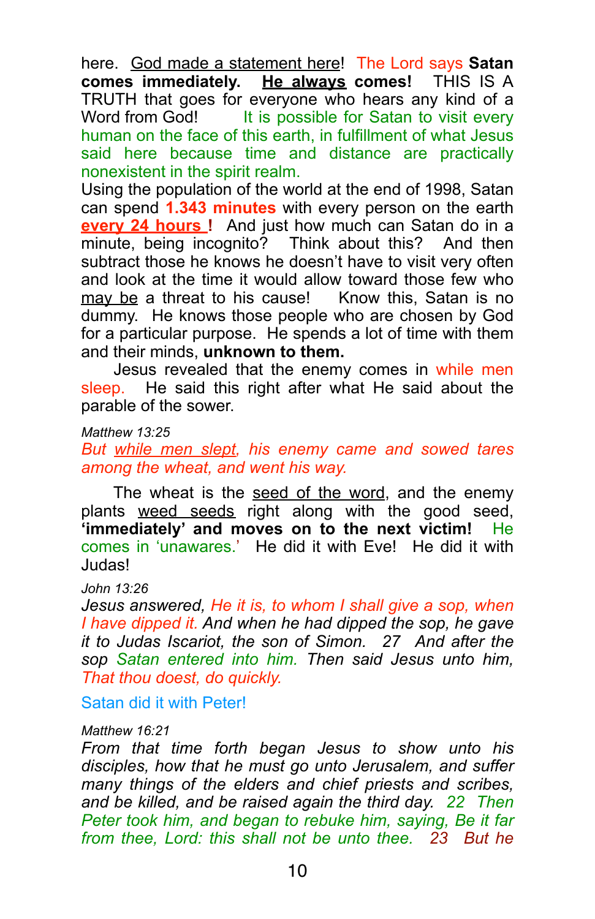here. <u>God made a statement here</u>! The Lord says **Satan comes immediately. <u>He always</u> comes!** THIS IS A TRUTH that goes for everyone who hears any kind of a Word from God! It is possible for Satan to visit every human on the face of this earth, in fulfillment of what Jesus said here because time and distance are practically nonexistent in the spirit realm.

Using the population of the world at the end of 1998, Satan can spend **1.343 minutes** with every person on the earth **<u>every 24 hours</u> !** And just how much can Satan do in a minute, being incognito? Think about this? And then subtract those he knows he doesn't have to visit very often and look at the time it would allow toward those few who <u>may be</u> a threat to his cause! Know this, Satan is no dummy. He knows those people who are chosen by God for a particular purpose. He spends a lot of time with them and their minds, **unknown to them.**

Jesus revealed that the enemy comes in while men sleep. He said this right after what He said about the parable of the sower.

*Matthew 13:25*
*But <u>while men slept</u>, his enemy came and sowed tares among the wheat, and went his way.*

The wheat is the <u>seed of the word</u>, and the enemy plants <u>weed seeds</u> right along with the good seed, **'immediately' and moves on to the next victim!** He comes in 'unawares.' He did it with Eve! He did it with Judas!

*John 13:26*
*Jesus answered, He it is, to whom I shall give a sop, when I have dipped it. And when he had dipped the sop, he gave it to Judas Iscariot, the son of Simon. 27 And after the sop Satan entered into him. Then said Jesus unto him, That thou doest, do quickly.*

Satan did it with Peter!

*Matthew 16:21*
*From that time forth began Jesus to show unto his disciples, how that he must go unto Jerusalem, and suffer many things of the elders and chief priests and scribes, and be killed, and be raised again the third day. 22 Then Peter took him, and began to rebuke him, saying, Be it far from thee, Lord: this shall not be unto thee. 23 But he*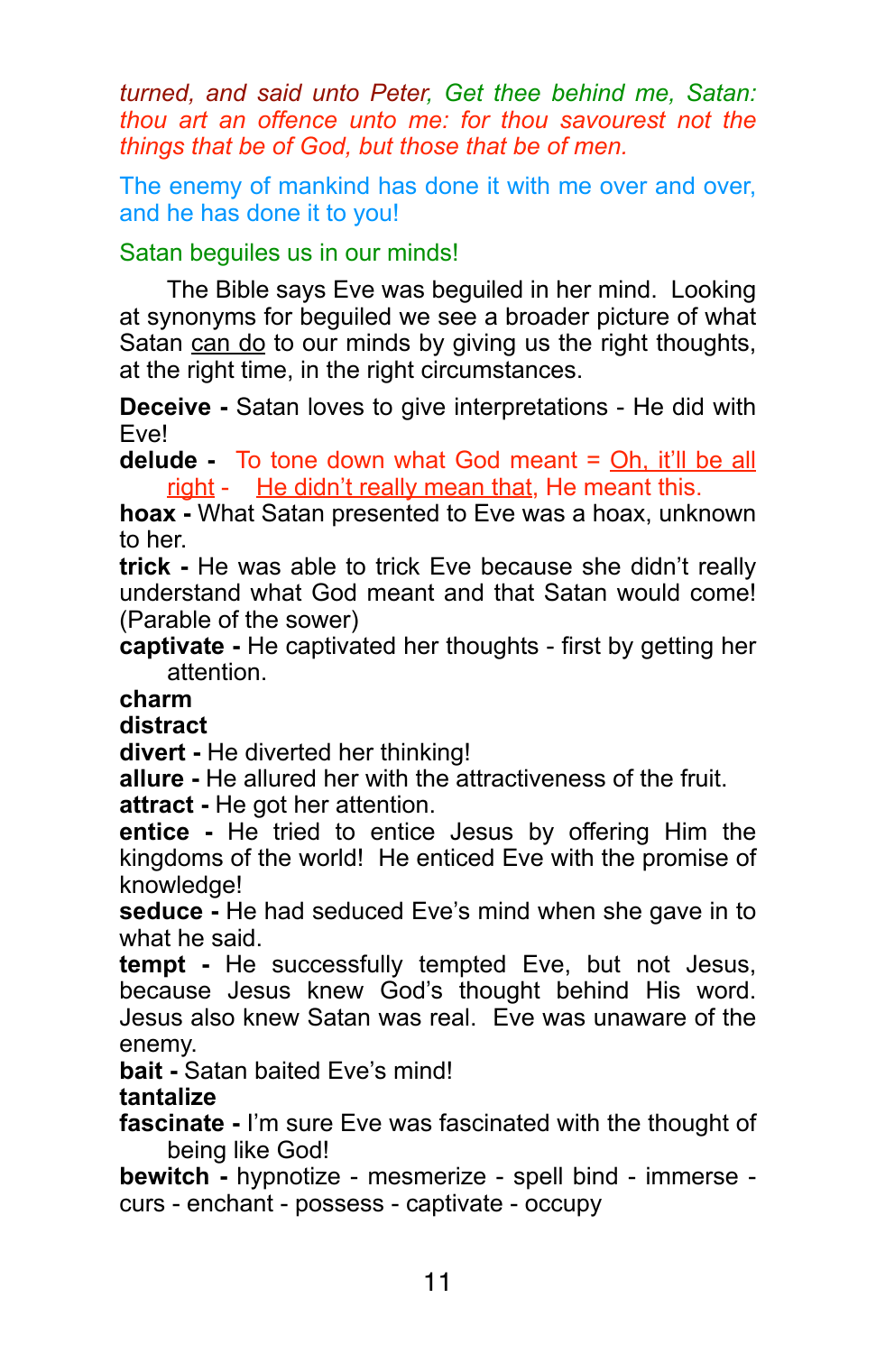*turned, and said unto Peter, Get thee behind me, Satan: thou art an offence unto me: for thou savourest not the things that be of God, but those that be of men.*

The enemy of mankind has done it with me over and over, and he has done it to you!

Satan beguiles us in our minds!

The Bible says Eve was beguiled in her mind. Looking at synonyms for beguiled we see a broader picture of what Satan <u>can do</u> to our minds by giving us the right thoughts, at the right time, in the right circumstances.

**Deceive -** Satan loves to give interpretations - He did with Eve!
**delude -** To tone down what God meant = <u>Oh, it'll be all right</u> - <u>He didn't really mean that</u>, He meant this.
**hoax -** What Satan presented to Eve was a hoax, unknown to her.
**trick -** He was able to trick Eve because she didn't really understand what God meant and that Satan would come! (Parable of the sower)
**captivate -** He captivated her thoughts - first by getting her attention.
**charm**
**distract**
**divert -** He diverted her thinking!
**allure -** He allured her with the attractiveness of the fruit.
**attract -** He got her attention.
**entice -** He tried to entice Jesus by offering Him the kingdoms of the world! He enticed Eve with the promise of knowledge!
**seduce -** He had seduced Eve's mind when she gave in to what he said.
**tempt -** He successfully tempted Eve, but not Jesus, because Jesus knew God's thought behind His word. Jesus also knew Satan was real. Eve was unaware of the enemy.
**bait -** Satan baited Eve's mind!
**tantalize**
**fascinate -** I'm sure Eve was fascinated with the thought of being like God!
**bewitch -** hypnotize - mesmerize - spell bind - immerse - curs - enchant - possess - captivate - occupy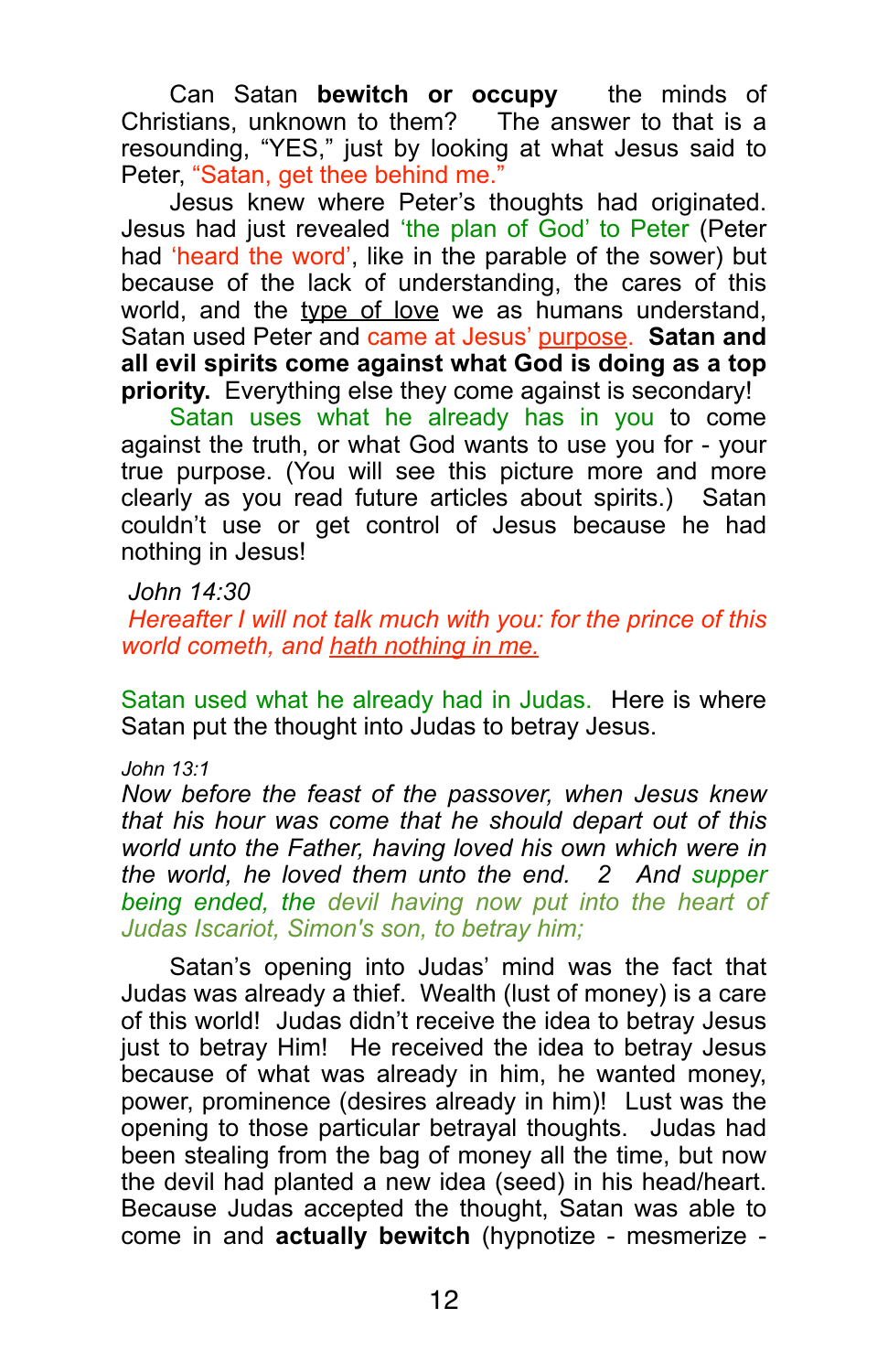Can Satan **bewitch or occupy** the minds of Christians, unknown to them? The answer to that is a resounding, "YES," just by looking at what Jesus said to Peter, "Satan, get thee behind me."

Jesus knew where Peter's thoughts had originated. Jesus had just revealed 'the plan of God' to Peter (Peter had 'heard the word', like in the parable of the sower) but because of the lack of understanding, the cares of this world, and the type of love we as humans understand, Satan used Peter and came at Jesus' purpose. **Satan and all evil spirits come against what God is doing as a top priority.** Everything else they come against is secondary!

Satan uses what he already has in you to come against the truth, or what God wants to use you for - your true purpose. (You will see this picture more and more clearly as you read future articles about spirits.) Satan couldn't use or get control of Jesus because he had nothing in Jesus!

*John 14:30*

*Hereafter I will not talk much with you: for the prince of this world cometh, and hath nothing in me.*

Satan used what he already had in Judas. Here is where Satan put the thought into Judas to betray Jesus.

*John 13:1*

*Now before the feast of the passover, when Jesus knew that his hour was come that he should depart out of this world unto the Father, having loved his own which were in the world, he loved them unto the end. 2 And supper being ended, the devil having now put into the heart of Judas Iscariot, Simon's son, to betray him;*

Satan's opening into Judas' mind was the fact that Judas was already a thief. Wealth (lust of money) is a care of this world! Judas didn't receive the idea to betray Jesus just to betray Him! He received the idea to betray Jesus because of what was already in him, he wanted money, power, prominence (desires already in him)! Lust was the opening to those particular betrayal thoughts. Judas had been stealing from the bag of money all the time, but now the devil had planted a new idea (seed) in his head/heart. Because Judas accepted the thought, Satan was able to come in and **actually bewitch** (hypnotize - mesmerize -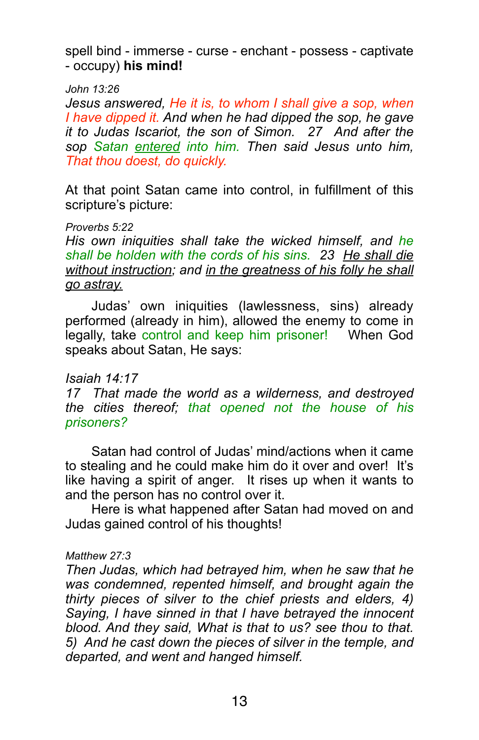spell bind - immerse - curse - enchant - possess - captivate - occupy) **his mind!**

*John 13:26*
*Jesus answered, He it is, to whom I shall give a sop, when I have dipped it. And when he had dipped the sop, he gave it to Judas Iscariot, the son of Simon. 27 And after the sop Satan <u>entered</u> into him. Then said Jesus unto him, That thou doest, do quickly.*

At that point Satan came into control, in fulfillment of this scripture's picture:

*Proverbs 5:22*
*His own iniquities shall take the wicked himself, and he shall be holden with the cords of his sins. 23 <u>He shall die without instruction</u>; and <u>in the greatness of his folly he shall go astray.</u>*

Judas' own iniquities (lawlessness, sins) already performed (already in him), allowed the enemy to come in legally, take control and keep him prisoner! When God speaks about Satan, He says:

*Isaiah 14:17*
*17 That made the world as a wilderness, and destroyed the cities thereof; that opened not the house of his prisoners?*

Satan had control of Judas' mind/actions when it came to stealing and he could make him do it over and over! It's like having a spirit of anger. It rises up when it wants to and the person has no control over it.

Here is what happened after Satan had moved on and Judas gained control of his thoughts!

*Matthew 27:3*
*Then Judas, which had betrayed him, when he saw that he was condemned, repented himself, and brought again the thirty pieces of silver to the chief priests and elders, 4) Saying, I have sinned in that I have betrayed the innocent blood. And they said, What is that to us? see thou to that. 5) And he cast down the pieces of silver in the temple, and departed, and went and hanged himself.*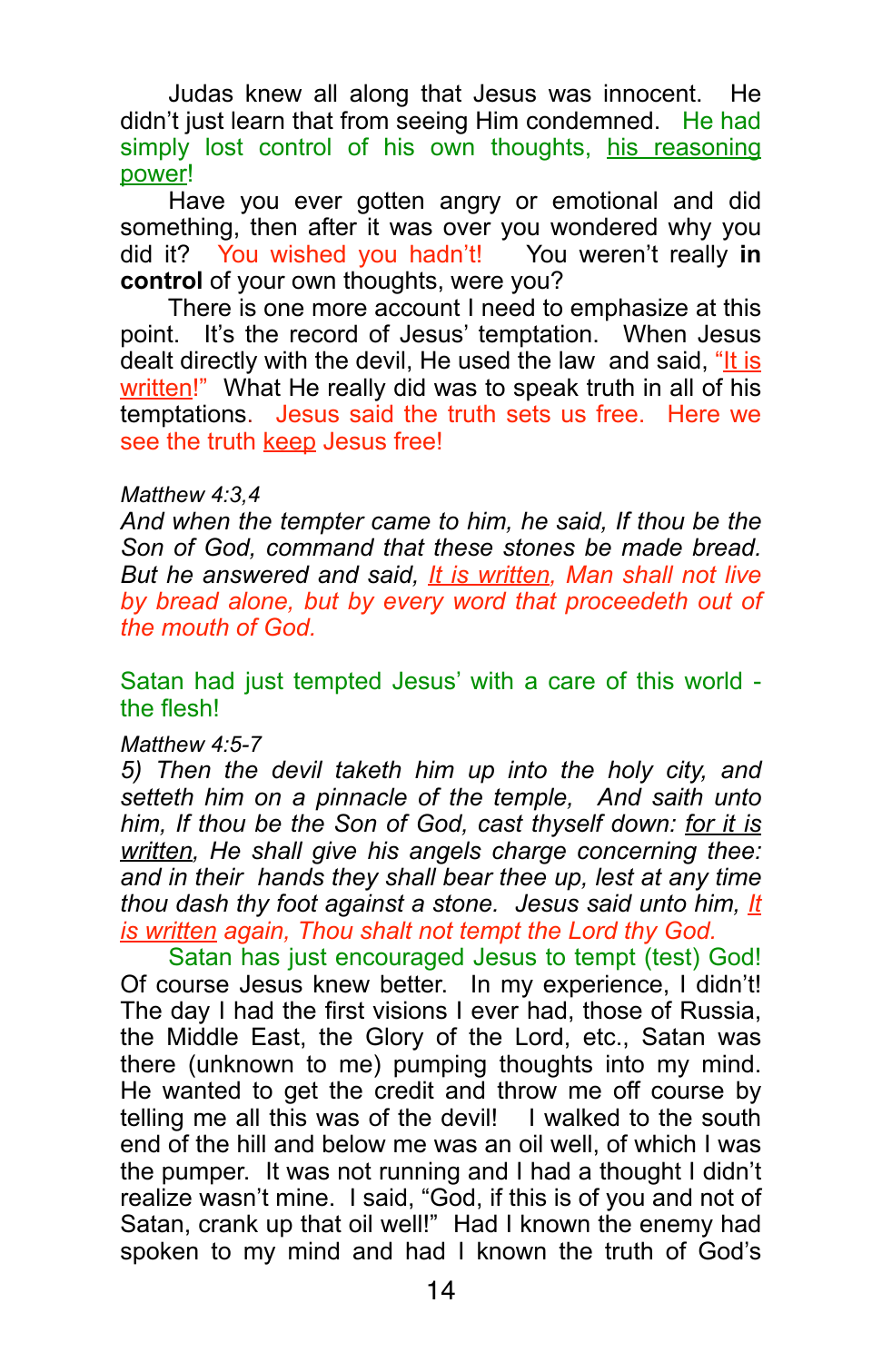Judas knew all along that Jesus was innocent. He didn't just learn that from seeing Him condemned. He had simply lost control of his own thoughts, his reasoning power!

Have you ever gotten angry or emotional and did something, then after it was over you wondered why you did it? You wished you hadn't! You weren't really **in control** of your own thoughts, were you?

There is one more account I need to emphasize at this point. It's the record of Jesus' temptation. When Jesus dealt directly with the devil, He used the law and said, "It is written!" What He really did was to speak truth in all of his temptations. Jesus said the truth sets us free. Here we see the truth keep Jesus free!

*Matthew 4:3,4*
*And when the tempter came to him, he said, If thou be the Son of God, command that these stones be made bread. But he answered and said, It is written, Man shall not live by bread alone, but by every word that proceedeth out of the mouth of God.*

Satan had just tempted Jesus' with a care of this world - the flesh!

*Matthew 4:5-7*
*5) Then the devil taketh him up into the holy city, and setteth him on a pinnacle of the temple, And saith unto him, If thou be the Son of God, cast thyself down: for it is written, He shall give his angels charge concerning thee: and in their hands they shall bear thee up, lest at any time thou dash thy foot against a stone. Jesus said unto him, It is written again, Thou shalt not tempt the Lord thy God.*

Satan has just encouraged Jesus to tempt (test) God! Of course Jesus knew better. In my experience, I didn't! The day I had the first visions I ever had, those of Russia, the Middle East, the Glory of the Lord, etc., Satan was there (unknown to me) pumping thoughts into my mind. He wanted to get the credit and throw me off course by telling me all this was of the devil! I walked to the south end of the hill and below me was an oil well, of which I was the pumper. It was not running and I had a thought I didn't realize wasn't mine. I said, "God, if this is of you and not of Satan, crank up that oil well!" Had I known the enemy had spoken to my mind and had I known the truth of God's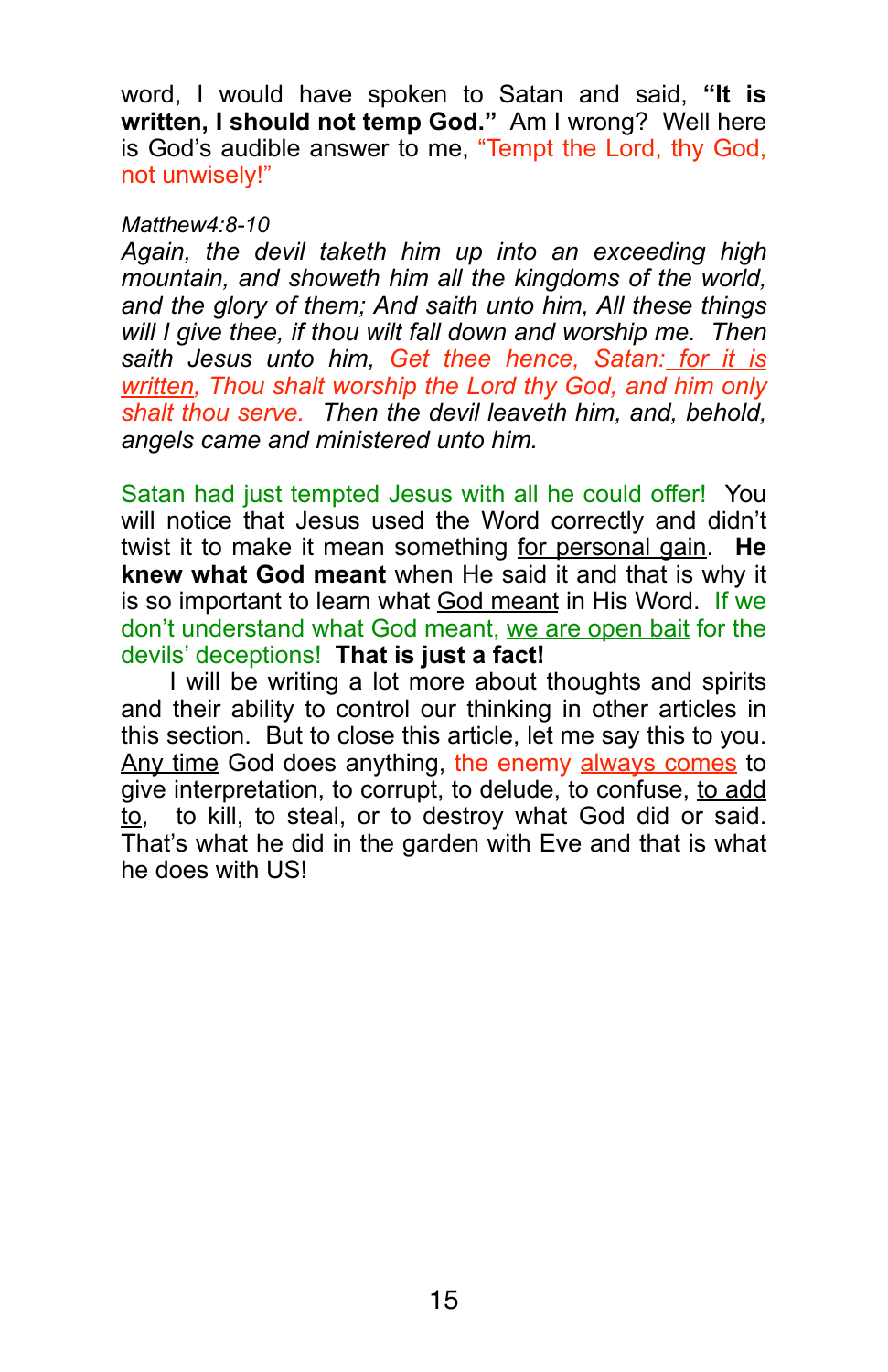word, I would have spoken to Satan and said, **"It is written, I should not temp God."** Am I wrong? Well here is God's audible answer to me, "Tempt the Lord, thy God, not unwisely!"

*Matthew4:8-10*
*Again, the devil taketh him up into an exceeding high mountain, and showeth him all the kingdoms of the world, and the glory of them; And saith unto him, All these things will I give thee, if thou wilt fall down and worship me. Then saith Jesus unto him, Get thee hence, Satan: for it is written, Thou shalt worship the Lord thy God, and him only shalt thou serve. Then the devil leaveth him, and, behold, angels came and ministered unto him.*

Satan had just tempted Jesus with all he could offer! You will notice that Jesus used the Word correctly and didn't twist it to make it mean something for personal gain. **He knew what God meant** when He said it and that is why it is so important to learn what God meant in His Word. If we don't understand what God meant, we are open bait for the devils' deceptions! **That is just a fact!**

I will be writing a lot more about thoughts and spirits and their ability to control our thinking in other articles in this section. But to close this article, let me say this to you. Any time God does anything, the enemy always comes to give interpretation, to corrupt, to delude, to confuse, to add to, to kill, to steal, or to destroy what God did or said. That's what he did in the garden with Eve and that is what he does with US!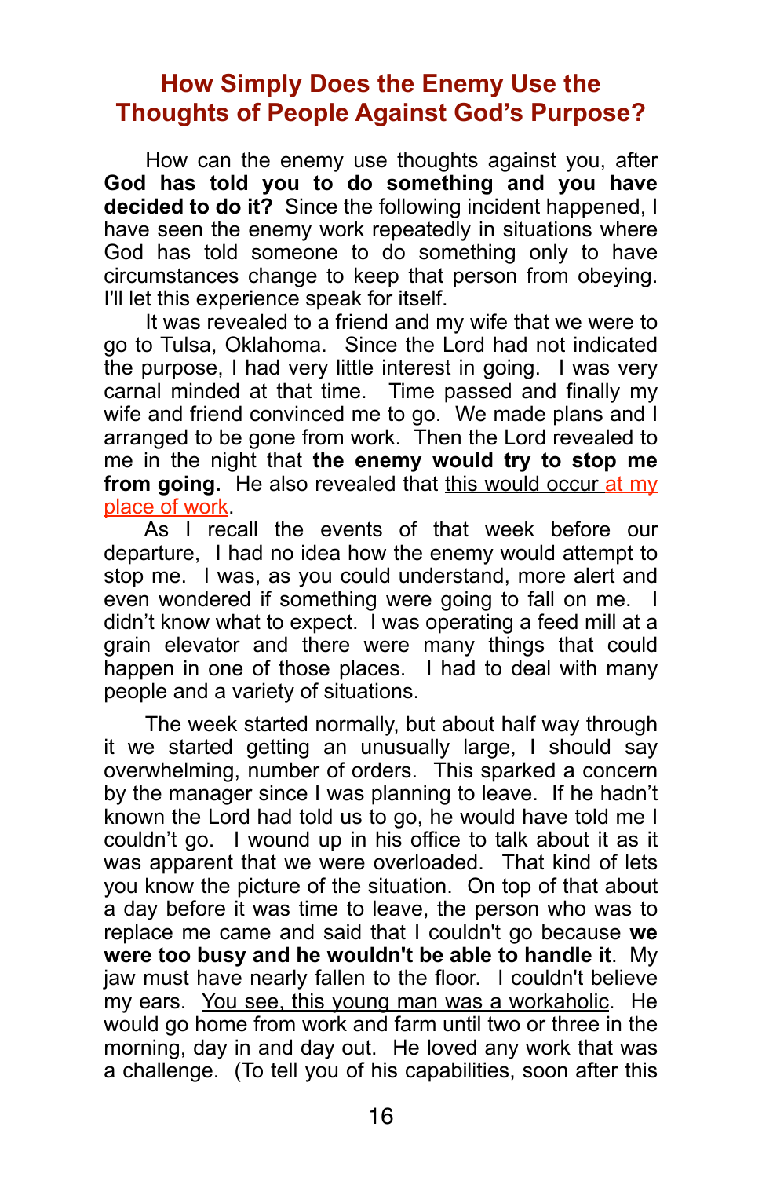## How Simply Does the Enemy Use the Thoughts of People Against God's Purpose?

How can the enemy use thoughts against you, after **God has told you to do something and you have decided to do it?** Since the following incident happened, I have seen the enemy work repeatedly in situations where God has told someone to do something only to have circumstances change to keep that person from obeying. I'll let this experience speak for itself.

It was revealed to a friend and my wife that we were to go to Tulsa, Oklahoma. Since the Lord had not indicated the purpose, I had very little interest in going. I was very carnal minded at that time. Time passed and finally my wife and friend convinced me to go. We made plans and I arranged to be gone from work. Then the Lord revealed to me in the night that **the enemy would try to stop me from going.** He also revealed that this would occur at my place of work.

As I recall the events of that week before our departure, I had no idea how the enemy would attempt to stop me. I was, as you could understand, more alert and even wondered if something were going to fall on me. I didn't know what to expect. I was operating a feed mill at a grain elevator and there were many things that could happen in one of those places. I had to deal with many people and a variety of situations.

The week started normally, but about half way through it we started getting an unusually large, I should say overwhelming, number of orders. This sparked a concern by the manager since I was planning to leave. If he hadn't known the Lord had told us to go, he would have told me I couldn't go. I wound up in his office to talk about it as it was apparent that we were overloaded. That kind of lets you know the picture of the situation. On top of that about a day before it was time to leave, the person who was to replace me came and said that I couldn't go because **we were too busy and he wouldn't be able to handle it**. My jaw must have nearly fallen to the floor. I couldn't believe my ears. You see, this young man was a workaholic. He would go home from work and farm until two or three in the morning, day in and day out. He loved any work that was a challenge. (To tell you of his capabilities, soon after this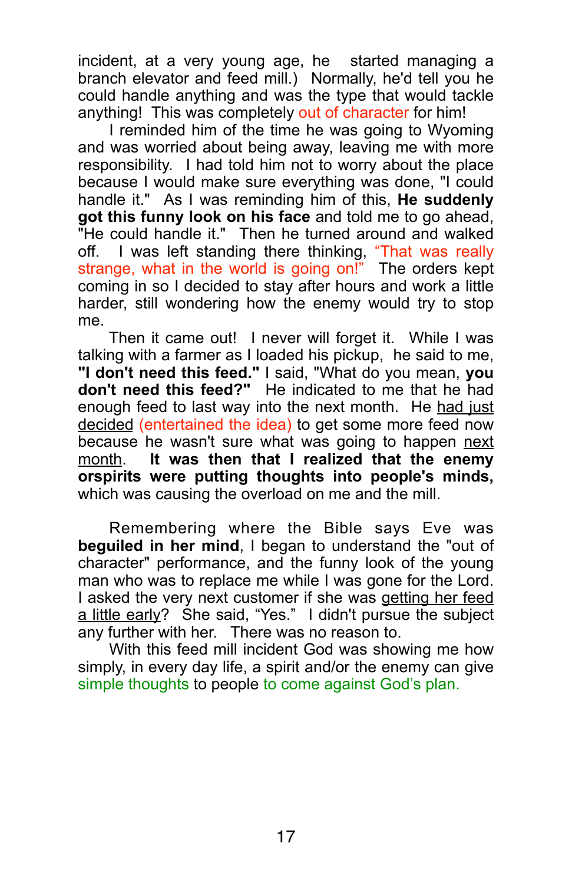incident, at a very young age, he started managing a branch elevator and feed mill.) Normally, he'd tell you he could handle anything and was the type that would tackle anything! This was completely out of character for him!

I reminded him of the time he was going to Wyoming and was worried about being away, leaving me with more responsibility. I had told him not to worry about the place because I would make sure everything was done, "I could handle it." As I was reminding him of this, **He suddenly got this funny look on his face** and told me to go ahead, "He could handle it." Then he turned around and walked off. I was left standing there thinking, "That was really strange, what in the world is going on!" The orders kept coming in so I decided to stay after hours and work a little harder, still wondering how the enemy would try to stop me.

Then it came out! I never will forget it. While I was talking with a farmer as I loaded his pickup, he said to me, **"I don't need this feed."** I said, "What do you mean, **you don't need this feed?"** He indicated to me that he had enough feed to last way into the next month. He <u>had just decided</u> (entertained the idea) to get some more feed now because he wasn't sure what was going to happen <u>next month</u>. **It was then that I realized that the enemy orspirits were putting thoughts into people's minds,** which was causing the overload on me and the mill.

Remembering where the Bible says Eve was **beguiled in her mind**, I began to understand the "out of character" performance, and the funny look of the young man who was to replace me while I was gone for the Lord. I asked the very next customer if she was <u>getting her feed a little early</u>? She said, "Yes." I didn't pursue the subject any further with her. There was no reason to.

With this feed mill incident God was showing me how simply, in every day life, a spirit and/or the enemy can give simple thoughts to people to come against God's plan.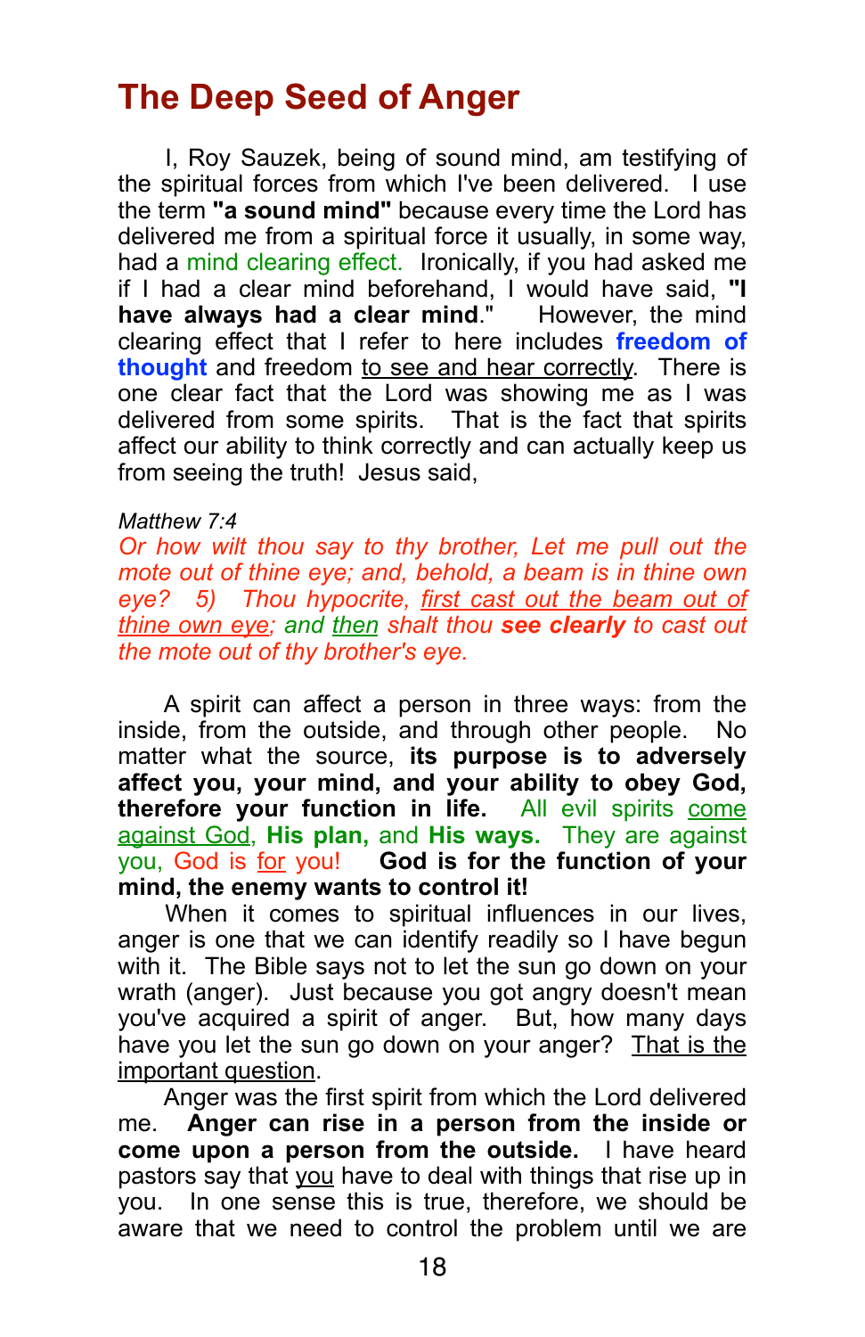# The Deep Seed of Anger

I, Roy Sauzek, being of sound mind, am testifying of the spiritual forces from which I've been delivered. I use the term **"a sound mind"** because every time the Lord has delivered me from a spiritual force it usually, in some way, had a mind clearing effect. Ironically, if you had asked me if I had a clear mind beforehand, I would have said, **"I have always had a clear mind**." However, the mind clearing effect that I refer to here includes **freedom of thought** and freedom to see and hear correctly. There is one clear fact that the Lord was showing me as I was delivered from some spirits. That is the fact that spirits affect our ability to think correctly and can actually keep us from seeing the truth! Jesus said,

*Matthew 7:4*
*Or how wilt thou say to thy brother, Let me pull out the mote out of thine eye; and, behold, a beam is in thine own eye? 5) Thou hypocrite, first cast out the beam out of thine own eye; and then shalt thou* ***see clearly*** *to cast out the mote out of thy brother's eye.*

A spirit can affect a person in three ways: from the inside, from the outside, and through other people. No matter what the source, **its purpose is to adversely affect you, your mind, and your ability to obey God, therefore your function in life.** All evil spirits come against God, **His plan,** and **His ways.** They are against you, God is for you! **God is for the function of your mind, the enemy wants to control it!**

When it comes to spiritual influences in our lives, anger is one that we can identify readily so I have begun with it. The Bible says not to let the sun go down on your wrath (anger). Just because you got angry doesn't mean you've acquired a spirit of anger. But, how many days have you let the sun go down on your anger? That is the important question.

Anger was the first spirit from which the Lord delivered me. **Anger can rise in a person from the inside or come upon a person from the outside.** I have heard pastors say that you have to deal with things that rise up in you. In one sense this is true, therefore, we should be aware that we need to control the problem until we are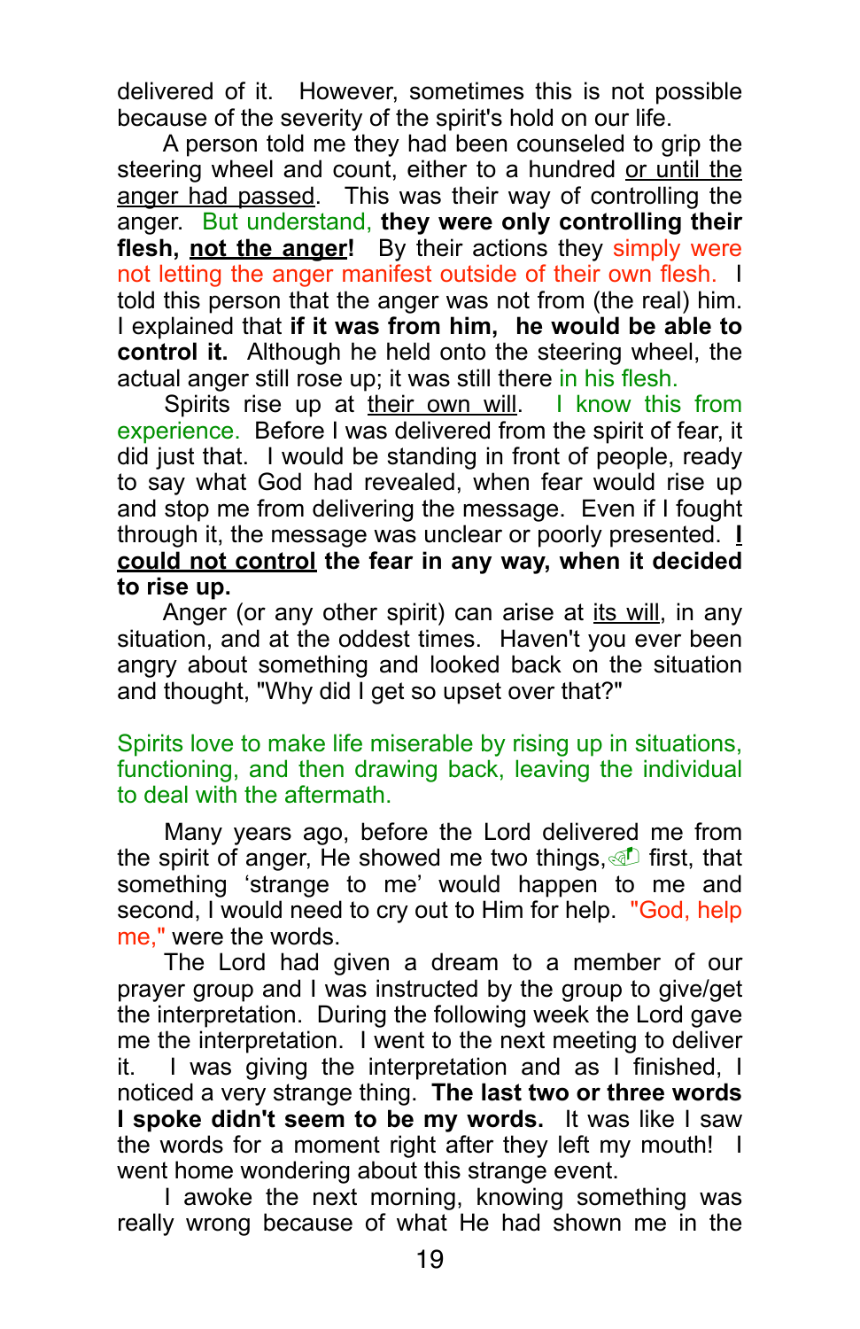delivered of it. However, sometimes this is not possible because of the severity of the spirit's hold on our life.

A person told me they had been counseled to grip the steering wheel and count, either to a hundred or until the anger had passed. This was their way of controlling the anger. But understand, **they were only controlling their flesh, not the anger!** By their actions they simply were not letting the anger manifest outside of their own flesh. I told this person that the anger was not from (the real) him. I explained that **if it was from him, he would be able to control it.** Although he held onto the steering wheel, the actual anger still rose up; it was still there in his flesh.

Spirits rise up at their own will. I know this from experience. Before I was delivered from the spirit of fear, it did just that. I would be standing in front of people, ready to say what God had revealed, when fear would rise up and stop me from delivering the message. Even if I fought through it, the message was unclear or poorly presented. **I could not control the fear in any way, when it decided to rise up.**

Anger (or any other spirit) can arise at its will, in any situation, and at the oddest times. Haven't you ever been angry about something and looked back on the situation and thought, "Why did I get so upset over that?"

Spirits love to make life miserable by rising up in situations, functioning, and then drawing back, leaving the individual to deal with the aftermath.

Many years ago, before the Lord delivered me from the spirit of anger, He showed me two things, first, that something 'strange to me' would happen to me and second, I would need to cry out to Him for help. "God, help me," were the words.

The Lord had given a dream to a member of our prayer group and I was instructed by the group to give/get the interpretation. During the following week the Lord gave me the interpretation. I went to the next meeting to deliver it. I was giving the interpretation and as I finished, I noticed a very strange thing. **The last two or three words I spoke didn't seem to be my words.** It was like I saw the words for a moment right after they left my mouth! I went home wondering about this strange event.

I awoke the next morning, knowing something was really wrong because of what He had shown me in the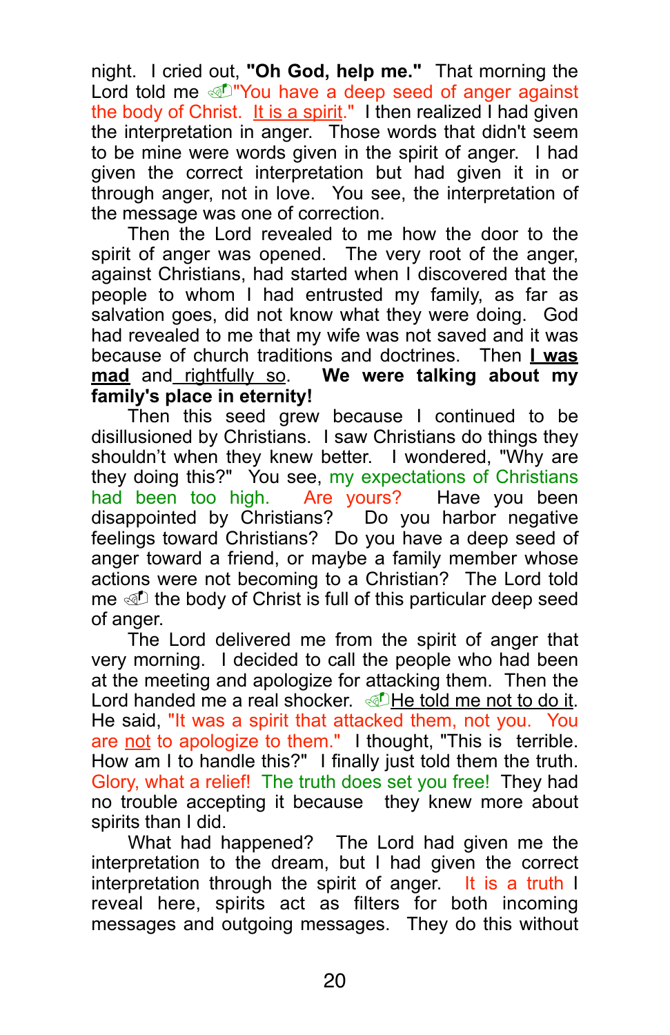night. I cried out, **"Oh God, help me."** That morning the Lord told me "You have a deep seed of anger against the body of Christ. It is a spirit." I then realized I had given the interpretation in anger. Those words that didn't seem to be mine were words given in the spirit of anger. I had given the correct interpretation but had given it in or through anger, not in love. You see, the interpretation of the message was one of correction.

Then the Lord revealed to me how the door to the spirit of anger was opened. The very root of the anger, against Christians, had started when I discovered that the people to whom I had entrusted my family, as far as salvation goes, did not know what they were doing. God had revealed to me that my wife was not saved and it was because of church traditions and doctrines. Then **I was mad** and rightfully so. **We were talking about my family's place in eternity!**

Then this seed grew because I continued to be disillusioned by Christians. I saw Christians do things they shouldn't when they knew better. I wondered, "Why are they doing this?" You see, my expectations of Christians had been too high. Are yours? Have you been disappointed by Christians? Do you harbor negative feelings toward Christians? Do you have a deep seed of anger toward a friend, or maybe a family member whose actions were not becoming to a Christian? The Lord told me the body of Christ is full of this particular deep seed of anger.

The Lord delivered me from the spirit of anger that very morning. I decided to call the people who had been at the meeting and apologize for attacking them. Then the Lord handed me a real shocker. He told me not to do it. He said, "It was a spirit that attacked them, not you. You are not to apologize to them." I thought, "This is terrible. How am I to handle this?" I finally just told them the truth. Glory, what a relief! The truth does set you free! They had no trouble accepting it because they knew more about spirits than I did.

What had happened? The Lord had given me the interpretation to the dream, but I had given the correct interpretation through the spirit of anger. It is a truth I reveal here, spirits act as filters for both incoming messages and outgoing messages. They do this without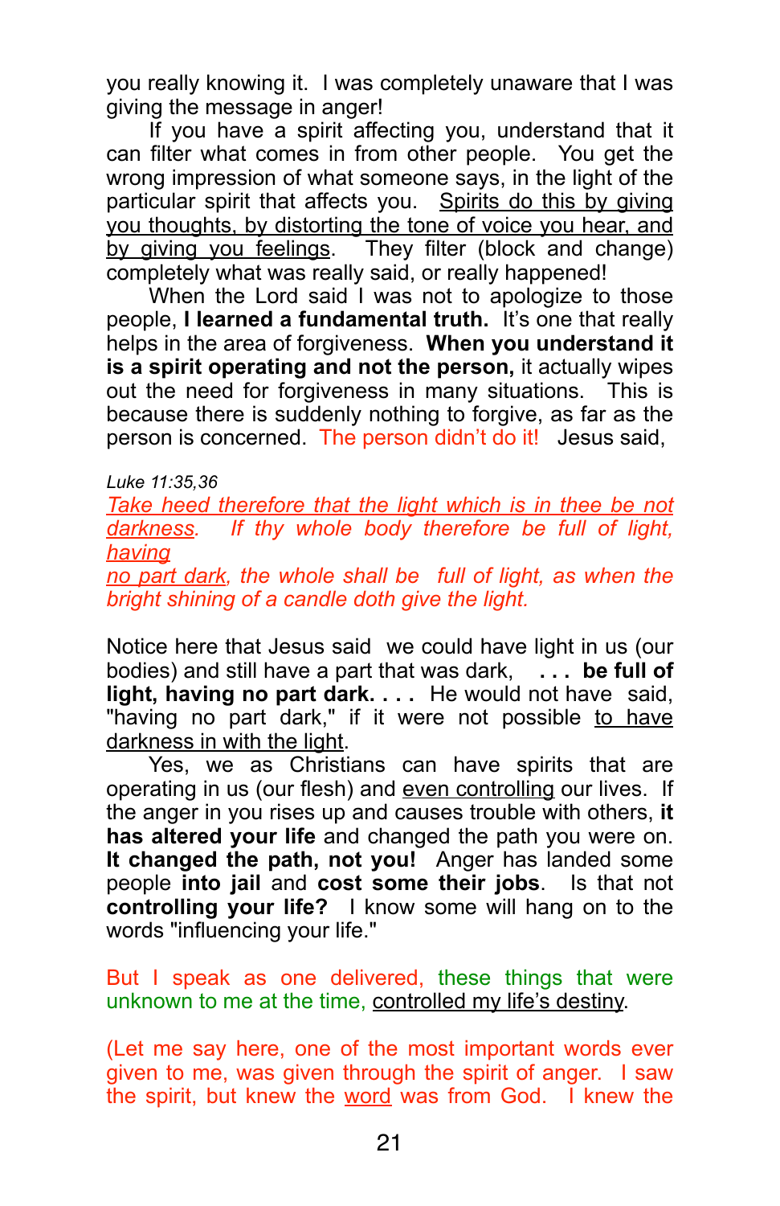you really knowing it. I was completely unaware that I was giving the message in anger!

If you have a spirit affecting you, understand that it can filter what comes in from other people. You get the wrong impression of what someone says, in the light of the particular spirit that affects you. <u>Spirits do this by giving you thoughts, by distorting the tone of voice you hear, and by giving you feelings</u>. They filter (block and change) completely what was really said, or really happened!

When the Lord said I was not to apologize to those people, **I learned a fundamental truth.** It's one that really helps in the area of forgiveness. **When you understand it is a spirit operating and not the person,** it actually wipes out the need for forgiveness in many situations. This is because there is suddenly nothing to forgive, as far as the person is concerned. The person didn't do it! Jesus said,

*Luke 11:35,36*
*<u>Take heed therefore that the light which is in thee be not darkness</u>. If thy whole body therefore be full of light, <u>having no part dark</u>, the whole shall be full of light, as when the bright shining of a candle doth give the light.*

Notice here that Jesus said we could have light in us (our bodies) and still have a part that was dark, **. . . be full of light, having no part dark. . . .** He would not have said, "having no part dark," if it were not possible <u>to have darkness in with the light</u>.

Yes, we as Christians can have spirits that are operating in us (our flesh) and <u>even controlling</u> our lives. If the anger in you rises up and causes trouble with others, **it has altered your life** and changed the path you were on. **It changed the path, not you!** Anger has landed some people **into jail** and **cost some their jobs**. Is that not **controlling your life?** I know some will hang on to the words "influencing your life."

But I speak as one delivered, these things that were unknown to me at the time, <u>controlled my life's destiny</u>.

(Let me say here, one of the most important words ever given to me, was given through the spirit of anger. I saw the spirit, but knew the <u>word</u> was from God. I knew the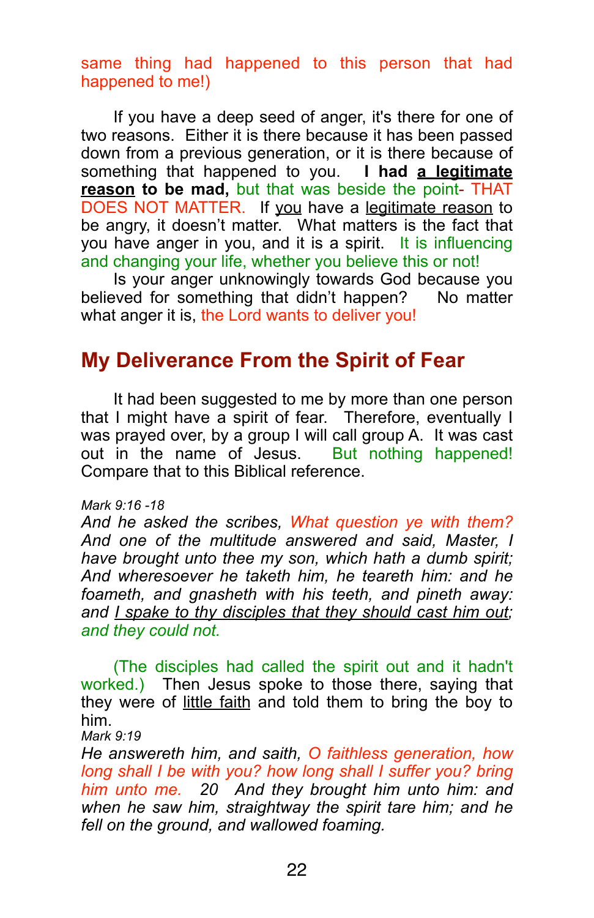same thing had happened to this person that had happened to me!)

If you have a deep seed of anger, it's there for one of two reasons. Either it is there because it has been passed down from a previous generation, or it is there because of something that happened to you. **I had a legitimate reason to be mad,** but that was beside the point- THAT DOES NOT MATTER. If you have a legitimate reason to be angry, it doesn't matter. What matters is the fact that you have anger in you, and it is a spirit. It is influencing and changing your life, whether you believe this or not!

Is your anger unknowingly towards God because you believed for something that didn't happen? No matter what anger it is, the Lord wants to deliver you!

## My Deliverance From the Spirit of Fear

It had been suggested to me by more than one person that I might have a spirit of fear. Therefore, eventually I was prayed over, by a group I will call group A. It was cast out in the name of Jesus. But nothing happened! Compare that to this Biblical reference.

*Mark 9:16 -18*
*And he asked the scribes, What question ye with them? And one of the multitude answered and said, Master, I have brought unto thee my son, which hath a dumb spirit; And wheresoever he taketh him, he teareth him: and he foameth, and gnasheth with his teeth, and pineth away: and I spake to thy disciples that they should cast him out; and they could not.*

(The disciples had called the spirit out and it hadn't worked.) Then Jesus spoke to those there, saying that they were of little faith and told them to bring the boy to him.
*Mark 9:19*
*He answereth him, and saith, O faithless generation, how long shall I be with you? how long shall I suffer you? bring him unto me. 20 And they brought him unto him: and when he saw him, straightway the spirit tare him; and he fell on the ground, and wallowed foaming.*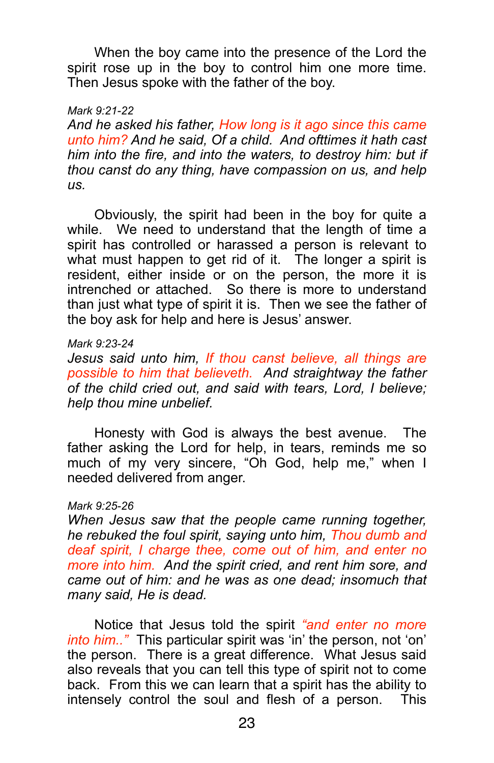When the boy came into the presence of the Lord the spirit rose up in the boy to control him one more time. Then Jesus spoke with the father of the boy.

*Mark 9:21-22*
*And he asked his father, How long is it ago since this came unto him? And he said, Of a child. And ofttimes it hath cast him into the fire, and into the waters, to destroy him: but if thou canst do any thing, have compassion on us, and help us.*

Obviously, the spirit had been in the boy for quite a while. We need to understand that the length of time a spirit has controlled or harassed a person is relevant to what must happen to get rid of it. The longer a spirit is resident, either inside or on the person, the more it is intrenched or attached. So there is more to understand than just what type of spirit it is. Then we see the father of the boy ask for help and here is Jesus' answer.

*Mark 9:23-24*
*Jesus said unto him, If thou canst believe, all things are possible to him that believeth. And straightway the father of the child cried out, and said with tears, Lord, I believe; help thou mine unbelief.*

Honesty with God is always the best avenue. The father asking the Lord for help, in tears, reminds me so much of my very sincere, "Oh God, help me," when I needed delivered from anger.

*Mark 9:25-26*
*When Jesus saw that the people came running together, he rebuked the foul spirit, saying unto him, Thou dumb and deaf spirit, I charge thee, come out of him, and enter no more into him. And the spirit cried, and rent him sore, and came out of him: and he was as one dead; insomuch that many said, He is dead.*

Notice that Jesus told the spirit *"and enter no more into him.."* This particular spirit was 'in' the person, not 'on' the person. There is a great difference. What Jesus said also reveals that you can tell this type of spirit not to come back. From this we can learn that a spirit has the ability to intensely control the soul and flesh of a person. This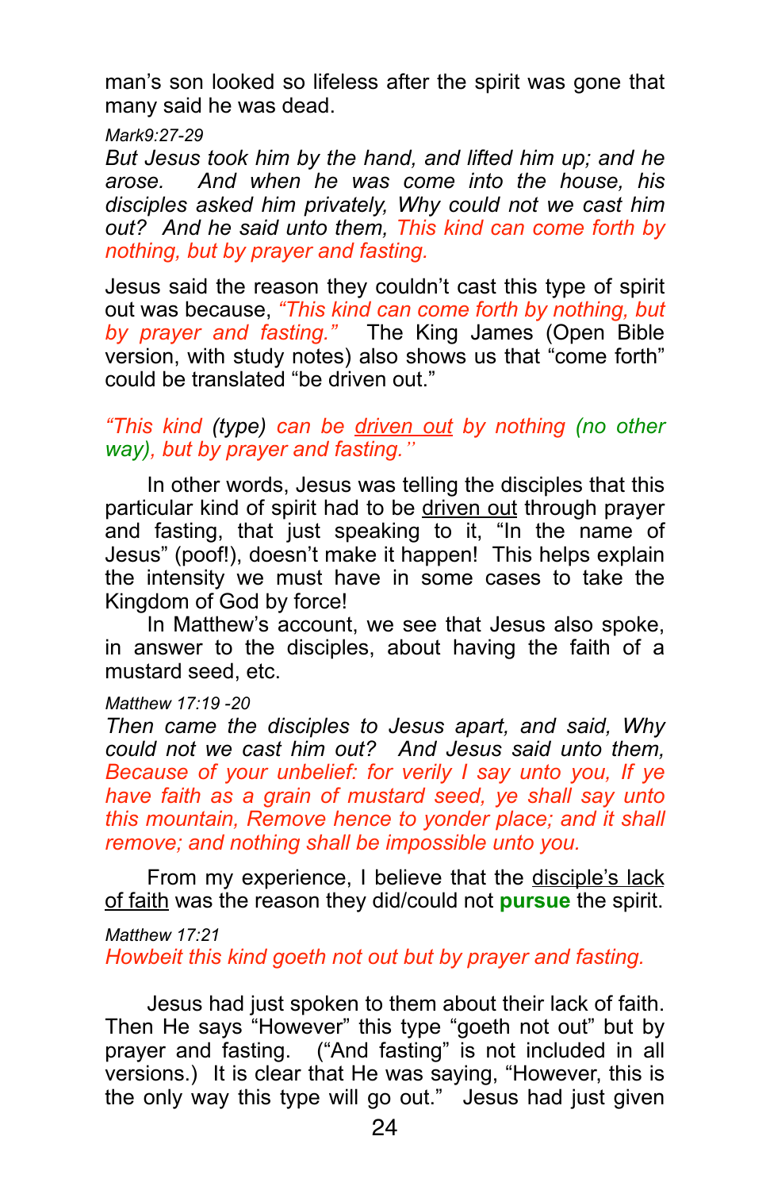man's son looked so lifeless after the spirit was gone that many said he was dead.

*Mark9:27-29*

*But Jesus took him by the hand, and lifted him up; and he arose. And when he was come into the house, his disciples asked him privately, Why could not we cast him out? And he said unto them, This kind can come forth by nothing, but by prayer and fasting.*

Jesus said the reason they couldn't cast this type of spirit out was because, *"This kind can come forth by nothing, but by prayer and fasting."* The King James (Open Bible version, with study notes) also shows us that "come forth" could be translated "be driven out."

*"This kind (type) can be driven out by nothing (no other way), but by prayer and fasting."*

In other words, Jesus was telling the disciples that this particular kind of spirit had to be driven out through prayer and fasting, that just speaking to it, "In the name of Jesus" (poof!), doesn't make it happen! This helps explain the intensity we must have in some cases to take the Kingdom of God by force!

In Matthew's account, we see that Jesus also spoke, in answer to the disciples, about having the faith of a mustard seed, etc.

*Matthew 17:19 -20*

*Then came the disciples to Jesus apart, and said, Why could not we cast him out? And Jesus said unto them, Because of your unbelief: for verily I say unto you, If ye have faith as a grain of mustard seed, ye shall say unto this mountain, Remove hence to yonder place; and it shall remove; and nothing shall be impossible unto you.*

From my experience, I believe that the disciple's lack of faith was the reason they did/could not **pursue** the spirit.

*Matthew 17:21*

*Howbeit this kind goeth not out but by prayer and fasting.*

Jesus had just spoken to them about their lack of faith. Then He says "However" this type "goeth not out" but by prayer and fasting. ("And fasting" is not included in all versions.) It is clear that He was saying, "However, this is the only way this type will go out." Jesus had just given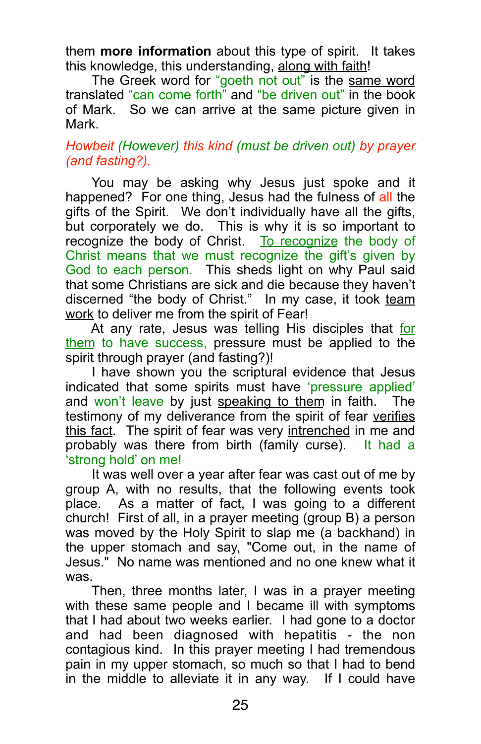them **more information** about this type of spirit. It takes this knowledge, this understanding, along with faith!

The Greek word for "goeth not out" is the same word translated "can come forth" and "be driven out" in the book of Mark. So we can arrive at the same picture given in Mark.

*Howbeit (However) this kind (must be driven out) by prayer (and fasting?).*

You may be asking why Jesus just spoke and it happened? For one thing, Jesus had the fulness of all the gifts of the Spirit. We don't individually have all the gifts, but corporately we do. This is why it is so important to recognize the body of Christ. To recognize the body of Christ means that we must recognize the gift's given by God to each person. This sheds light on why Paul said that some Christians are sick and die because they haven't discerned "the body of Christ." In my case, it took team work to deliver me from the spirit of Fear!

At any rate, Jesus was telling His disciples that for them to have success, pressure must be applied to the spirit through prayer (and fasting?)!

I have shown you the scriptural evidence that Jesus indicated that some spirits must have 'pressure applied' and won't leave by just speaking to them in faith. The testimony of my deliverance from the spirit of fear verifies this fact. The spirit of fear was very intrenched in me and probably was there from birth (family curse). It had a 'strong hold' on me!

It was well over a year after fear was cast out of me by group A, with no results, that the following events took place. As a matter of fact, I was going to a different church! First of all, in a prayer meeting (group B) a person was moved by the Holy Spirit to slap me (a backhand) in the upper stomach and say, "Come out, in the name of Jesus." No name was mentioned and no one knew what it was.

Then, three months later, I was in a prayer meeting with these same people and I became ill with symptoms that I had about two weeks earlier. I had gone to a doctor and had been diagnosed with hepatitis - the non contagious kind. In this prayer meeting I had tremendous pain in my upper stomach, so much so that I had to bend in the middle to alleviate it in any way. If I could have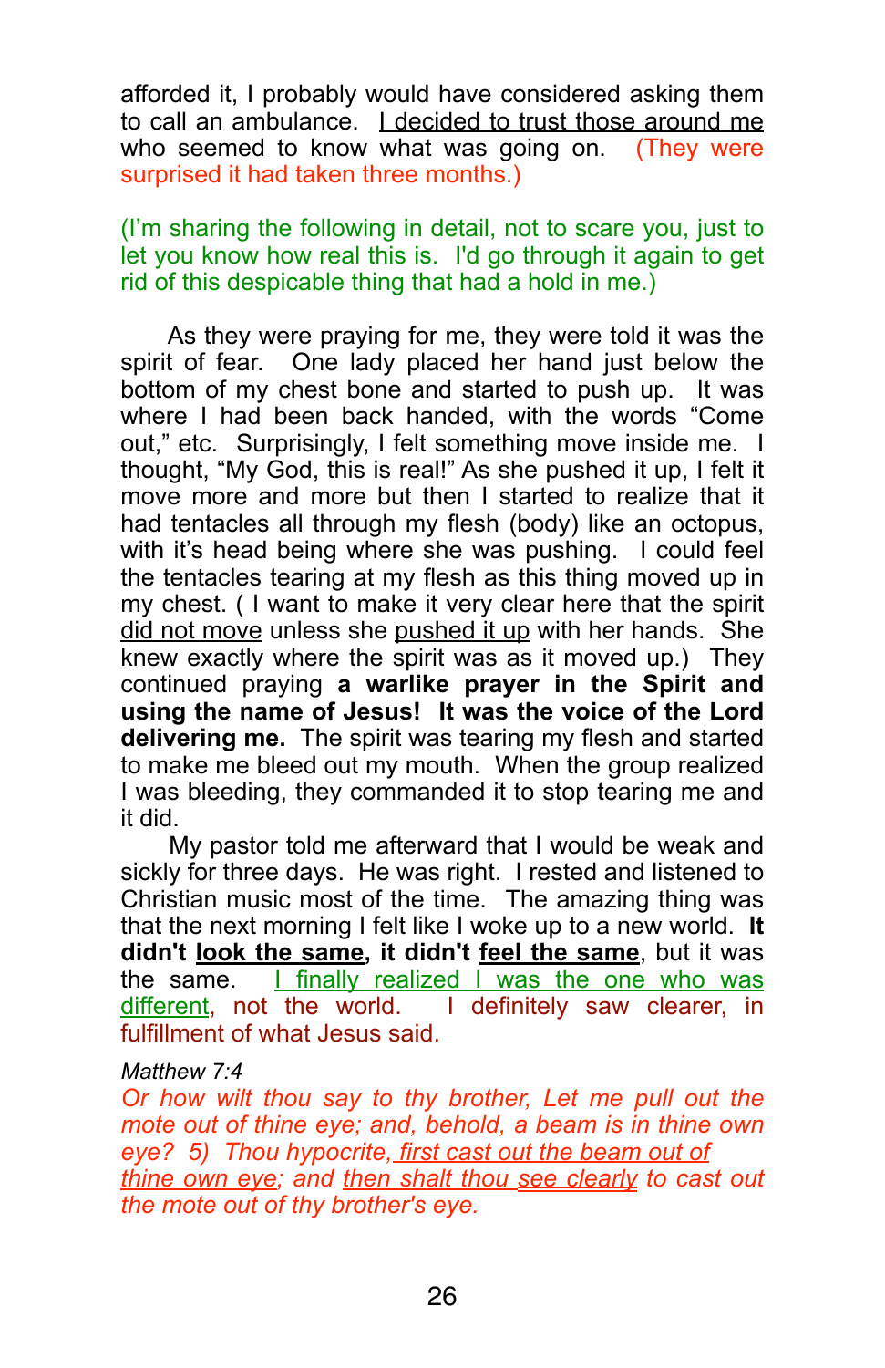afforded it, I probably would have considered asking them to call an ambulance. <u>I decided to trust those around me</u> who seemed to know what was going on. (They were surprised it had taken three months.)

(I'm sharing the following in detail, not to scare you, just to let you know how real this is. I'd go through it again to get rid of this despicable thing that had a hold in me.)

As they were praying for me, they were told it was the spirit of fear. One lady placed her hand just below the bottom of my chest bone and started to push up. It was where I had been back handed, with the words "Come out," etc. Surprisingly, I felt something move inside me. I thought, "My God, this is real!" As she pushed it up, I felt it move more and more but then I started to realize that it had tentacles all through my flesh (body) like an octopus, with it's head being where she was pushing. I could feel the tentacles tearing at my flesh as this thing moved up in my chest. ( I want to make it very clear here that the spirit <u>did not move</u> unless she <u>pushed it up</u> with her hands. She knew exactly where the spirit was as it moved up.) They continued praying **a warlike prayer in the Spirit and using the name of Jesus! It was the voice of the Lord delivering me.** The spirit was tearing my flesh and started to make me bleed out my mouth. When the group realized I was bleeding, they commanded it to stop tearing me and it did.

My pastor told me afterward that I would be weak and sickly for three days. He was right. I rested and listened to Christian music most of the time. The amazing thing was that the next morning I felt like I woke up to a new world. **It didn't <u>look the same</u>, it didn't <u>feel the same</u>**, but it was the same. <u>I finally realized I was the one who was different</u>, not the world. I definitely saw clearer, in fulfillment of what Jesus said.

*Matthew 7:4*
*Or how wilt thou say to thy brother, Let me pull out the mote out of thine eye; and, behold, a beam is in thine own eye? 5) Thou hypocrite, <u>first cast out the beam out of thine own eye</u>; and <u>then shalt thou see clearly</u> to cast out the mote out of thy brother's eye.*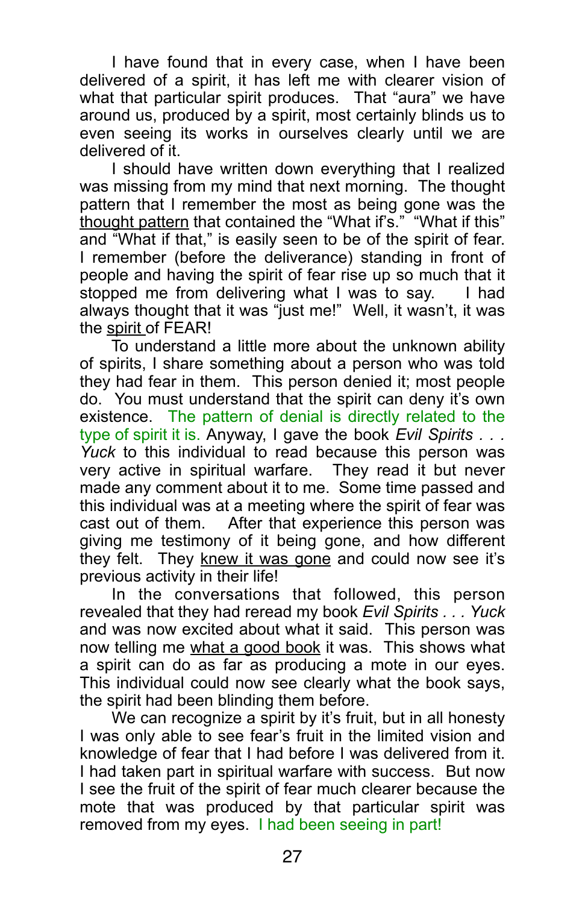I have found that in every case, when I have been delivered of a spirit, it has left me with clearer vision of what that particular spirit produces. That "aura" we have around us, produced by a spirit, most certainly blinds us to even seeing its works in ourselves clearly until we are delivered of it.

I should have written down everything that I realized was missing from my mind that next morning. The thought pattern that I remember the most as being gone was the <u>thought pattern</u> that contained the "What if's." "What if this" and "What if that," is easily seen to be of the spirit of fear. I remember (before the deliverance) standing in front of people and having the spirit of fear rise up so much that it stopped me from delivering what I was to say. I had always thought that it was "just me!" Well, it wasn't, it was the <u>spirit</u> of FEAR!

To understand a little more about the unknown ability of spirits, I share something about a person who was told they had fear in them. This person denied it; most people do. You must understand that the spirit can deny it's own existence. The pattern of denial is directly related to the type of spirit it is. Anyway, I gave the book *Evil Spirits . . . Yuck* to this individual to read because this person was very active in spiritual warfare. They read it but never made any comment about it to me. Some time passed and this individual was at a meeting where the spirit of fear was cast out of them. After that experience this person was giving me testimony of it being gone, and how different they felt. They <u>knew it was gone</u> and could now see it's previous activity in their life!

In the conversations that followed, this person revealed that they had reread my book *Evil Spirits . . . Yuck* and was now excited about what it said. This person was now telling me <u>what a good book</u> it was. This shows what a spirit can do as far as producing a mote in our eyes. This individual could now see clearly what the book says, the spirit had been blinding them before.

We can recognize a spirit by it's fruit, but in all honesty I was only able to see fear's fruit in the limited vision and knowledge of fear that I had before I was delivered from it. I had taken part in spiritual warfare with success. But now I see the fruit of the spirit of fear much clearer because the mote that was produced by that particular spirit was removed from my eyes. I had been seeing in part!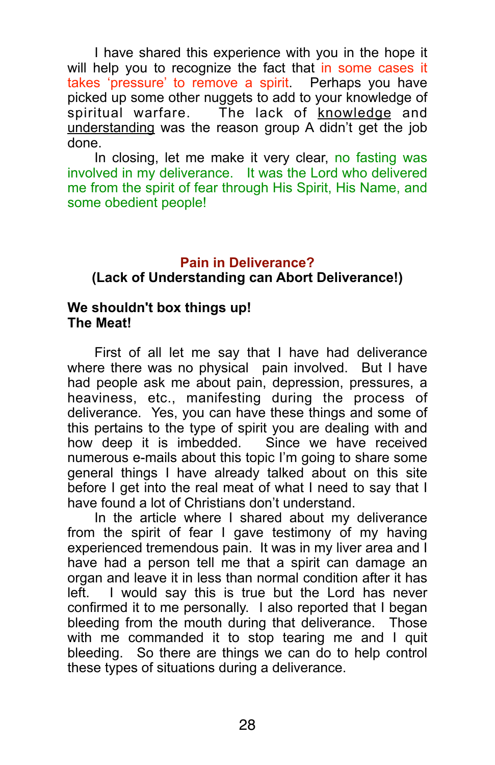I have shared this experience with you in the hope it will help you to recognize the fact that in some cases it takes 'pressure' to remove a spirit. Perhaps you have picked up some other nuggets to add to your knowledge of spiritual warfare. The lack of knowledge and understanding was the reason group A didn't get the job done.

In closing, let me make it very clear, no fasting was involved in my deliverance. It was the Lord who delivered me from the spirit of fear through His Spirit, His Name, and some obedient people!

## Pain in Deliverance?

**(Lack of Understanding can Abort Deliverance!)**

**We shouldn't box things up!**
**The Meat!**

First of all let me say that I have had deliverance where there was no physical pain involved. But I have had people ask me about pain, depression, pressures, a heaviness, etc., manifesting during the process of deliverance. Yes, you can have these things and some of this pertains to the type of spirit you are dealing with and how deep it is imbedded. Since we have received numerous e-mails about this topic I'm going to share some general things I have already talked about on this site before I get into the real meat of what I need to say that I have found a lot of Christians don't understand.

In the article where I shared about my deliverance from the spirit of fear I gave testimony of my having experienced tremendous pain. It was in my liver area and I have had a person tell me that a spirit can damage an organ and leave it in less than normal condition after it has left. I would say this is true but the Lord has never confirmed it to me personally. I also reported that I began bleeding from the mouth during that deliverance. Those with me commanded it to stop tearing me and I quit bleeding. So there are things we can do to help control these types of situations during a deliverance.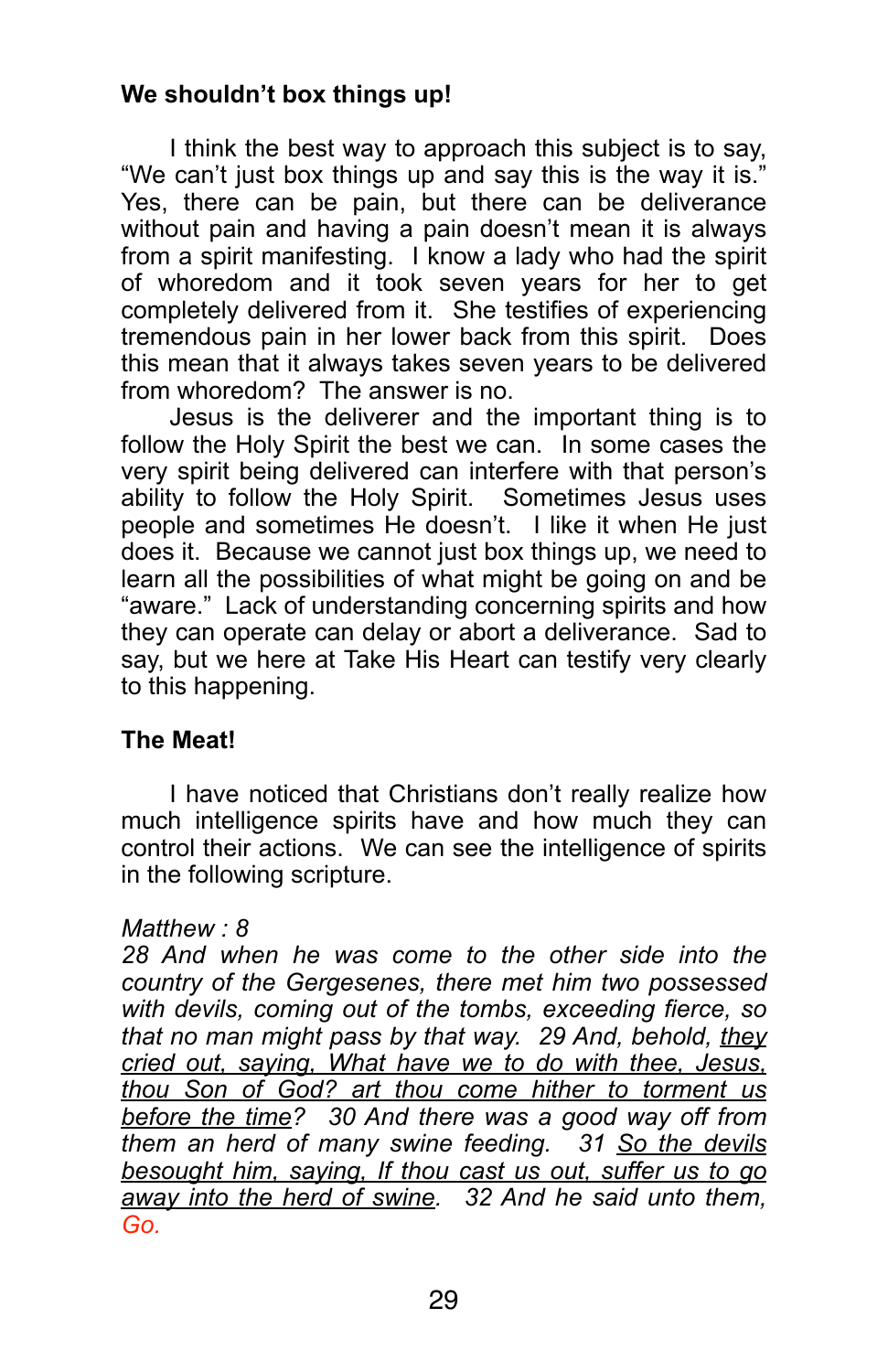**We shouldn't box things up!**

I think the best way to approach this subject is to say, "We can't just box things up and say this is the way it is." Yes, there can be pain, but there can be deliverance without pain and having a pain doesn't mean it is always from a spirit manifesting. I know a lady who had the spirit of whoredom and it took seven years for her to get completely delivered from it. She testifies of experiencing tremendous pain in her lower back from this spirit. Does this mean that it always takes seven years to be delivered from whoredom? The answer is no.

Jesus is the deliverer and the important thing is to follow the Holy Spirit the best we can. In some cases the very spirit being delivered can interfere with that person's ability to follow the Holy Spirit. Sometimes Jesus uses people and sometimes He doesn't. I like it when He just does it. Because we cannot just box things up, we need to learn all the possibilities of what might be going on and be "aware." Lack of understanding concerning spirits and how they can operate can delay or abort a deliverance. Sad to say, but we here at Take His Heart can testify very clearly to this happening.

**The Meat!**

I have noticed that Christians don't really realize how much intelligence spirits have and how much they can control their actions. We can see the intelligence of spirits in the following scripture.

*Matthew : 8*
*28 And when he was come to the other side into the country of the Gergesenes, there met him two possessed with devils, coming out of the tombs, exceeding fierce, so that no man might pass by that way. 29 And, behold, <u>they cried out, saying, What have we to do with thee, Jesus, thou Son of God? art thou come hither to torment us before the time</u>? 30 And there was a good way off from them an herd of many swine feeding. 31 <u>So the devils besought him, saying, If thou cast us out, suffer us to go away into the herd of swine</u>. 32 And he said unto them, Go.*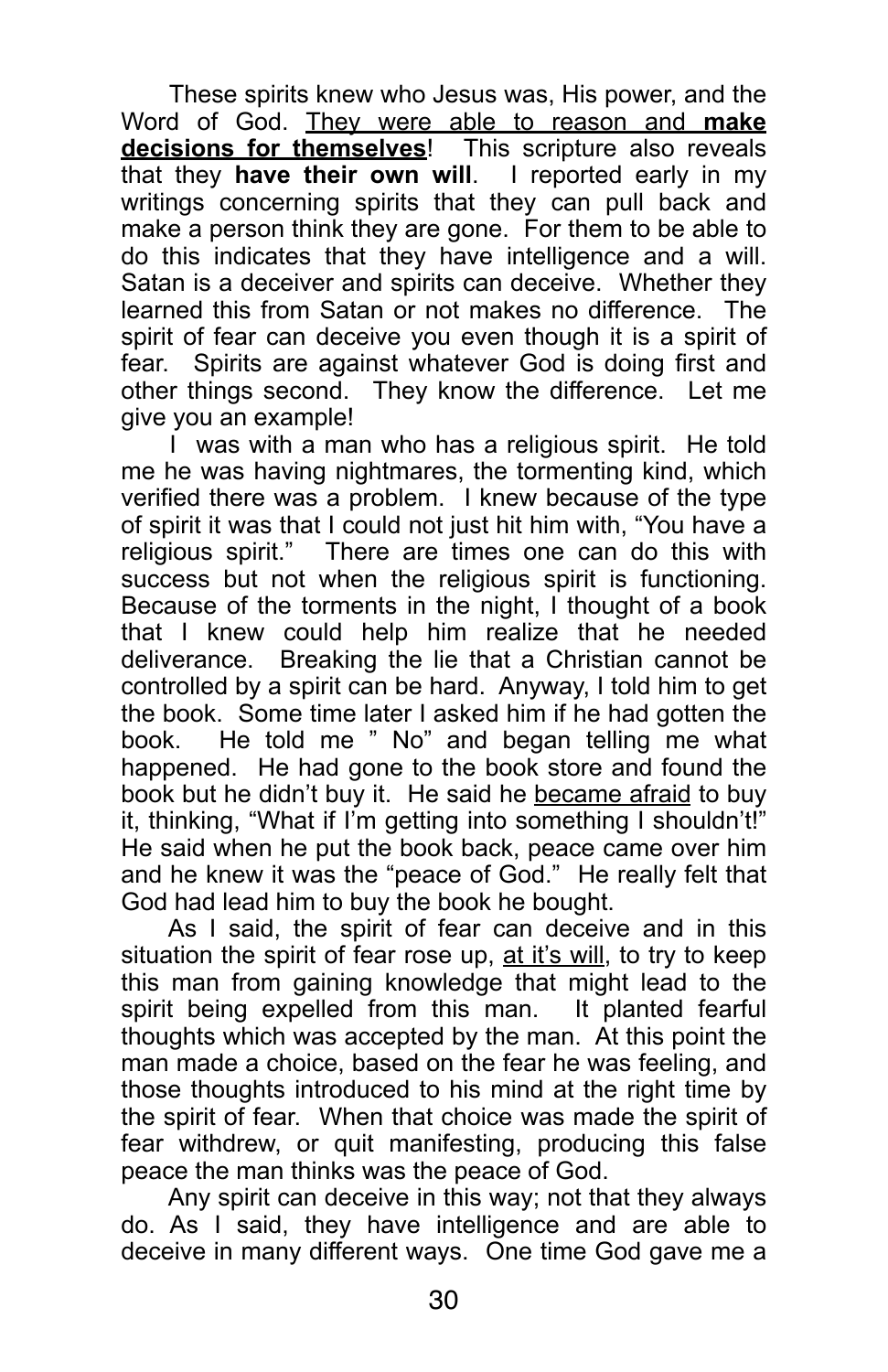These spirits knew who Jesus was, His power, and the Word of God. <u>They were able to reason and **make decisions for themselves**</u>! This scripture also reveals that they **have their own will**. I reported early in my writings concerning spirits that they can pull back and make a person think they are gone. For them to be able to do this indicates that they have intelligence and a will. Satan is a deceiver and spirits can deceive. Whether they learned this from Satan or not makes no difference. The spirit of fear can deceive you even though it is a spirit of fear. Spirits are against whatever God is doing first and other things second. They know the difference. Let me give you an example!

I was with a man who has a religious spirit. He told me he was having nightmares, the tormenting kind, which verified there was a problem. I knew because of the type of spirit it was that I could not just hit him with, "You have a religious spirit." There are times one can do this with success but not when the religious spirit is functioning. Because of the torments in the night, I thought of a book that I knew could help him realize that he needed deliverance. Breaking the lie that a Christian cannot be controlled by a spirit can be hard. Anyway, I told him to get the book. Some time later I asked him if he had gotten the book. He told me " No" and began telling me what happened. He had gone to the book store and found the book but he didn't buy it. He said he <u>became afraid</u> to buy it, thinking, "What if I'm getting into something I shouldn't!" He said when he put the book back, peace came over him and he knew it was the "peace of God." He really felt that God had lead him to buy the book he bought.

As I said, the spirit of fear can deceive and in this situation the spirit of fear rose up, <u>at it's will</u>, to try to keep this man from gaining knowledge that might lead to the spirit being expelled from this man. It planted fearful thoughts which was accepted by the man. At this point the man made a choice, based on the fear he was feeling, and those thoughts introduced to his mind at the right time by the spirit of fear. When that choice was made the spirit of fear withdrew, or quit manifesting, producing this false peace the man thinks was the peace of God.

Any spirit can deceive in this way; not that they always do. As I said, they have intelligence and are able to deceive in many different ways. One time God gave me a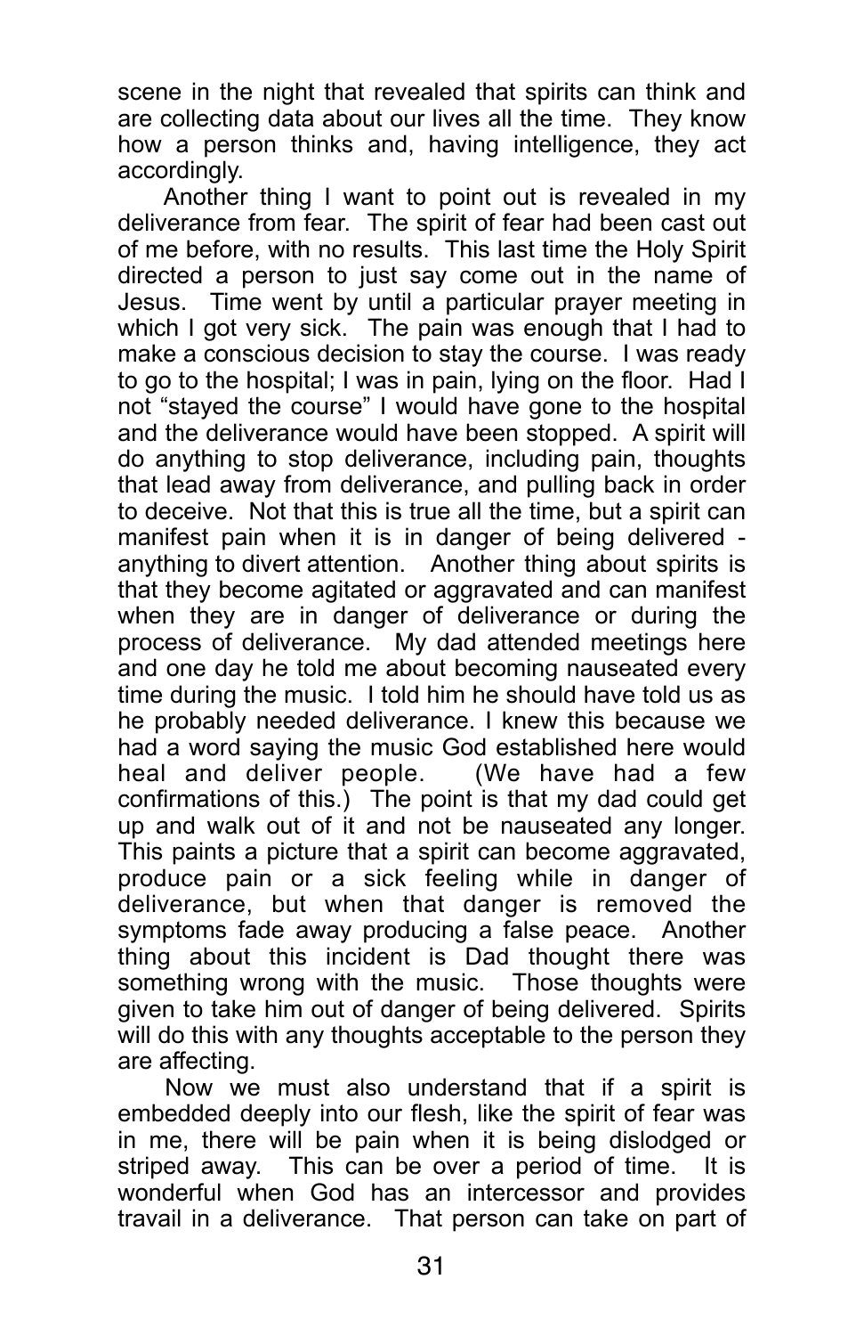scene in the night that revealed that spirits can think and are collecting data about our lives all the time. They know how a person thinks and, having intelligence, they act accordingly.

Another thing I want to point out is revealed in my deliverance from fear. The spirit of fear had been cast out of me before, with no results. This last time the Holy Spirit directed a person to just say come out in the name of Jesus. Time went by until a particular prayer meeting in which I got very sick. The pain was enough that I had to make a conscious decision to stay the course. I was ready to go to the hospital; I was in pain, lying on the floor. Had I not "stayed the course" I would have gone to the hospital and the deliverance would have been stopped. A spirit will do anything to stop deliverance, including pain, thoughts that lead away from deliverance, and pulling back in order to deceive. Not that this is true all the time, but a spirit can manifest pain when it is in danger of being delivered - anything to divert attention. Another thing about spirits is that they become agitated or aggravated and can manifest when they are in danger of deliverance or during the process of deliverance. My dad attended meetings here and one day he told me about becoming nauseated every time during the music. I told him he should have told us as he probably needed deliverance. I knew this because we had a word saying the music God established here would heal and deliver people. (We have had a few confirmations of this.) The point is that my dad could get up and walk out of it and not be nauseated any longer. This paints a picture that a spirit can become aggravated, produce pain or a sick feeling while in danger of deliverance, but when that danger is removed the symptoms fade away producing a false peace. Another thing about this incident is Dad thought there was something wrong with the music. Those thoughts were given to take him out of danger of being delivered. Spirits will do this with any thoughts acceptable to the person they are affecting.

Now we must also understand that if a spirit is embedded deeply into our flesh, like the spirit of fear was in me, there will be pain when it is being dislodged or striped away. This can be over a period of time. It is wonderful when God has an intercessor and provides travail in a deliverance. That person can take on part of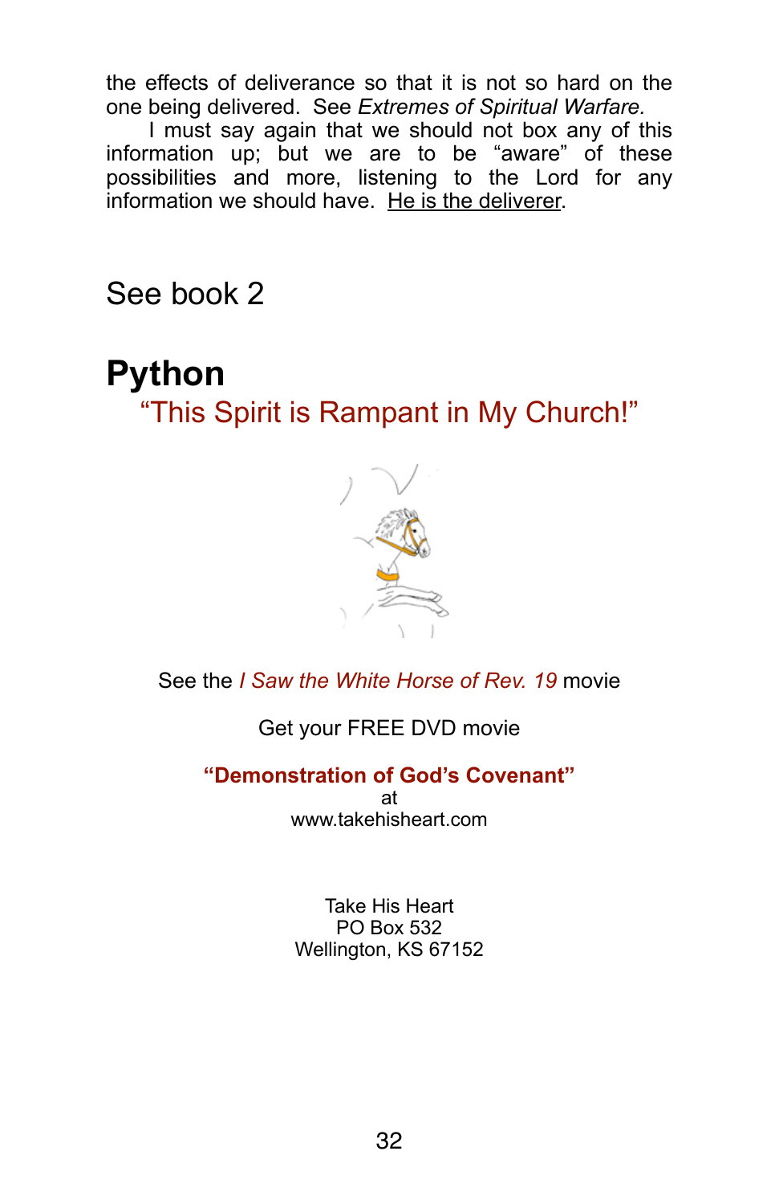the effects of deliverance so that it is not so hard on the one being delivered. See *Extremes of Spiritual Warfare.*

I must say again that we should not box any of this information up; but we are to be “aware” of these possibilities and more, listening to the Lord for any information we should have. He is the deliverer.

See book 2

## Python

“This Spirit is Rampant in My Church!”

See the *I Saw the White Horse of Rev. 19* movie

Get your FREE DVD movie

**“Demonstration of God’s Covenant”**
at
www.takehisheart.com

Take His Heart
PO Box 532
Wellington, KS 67152